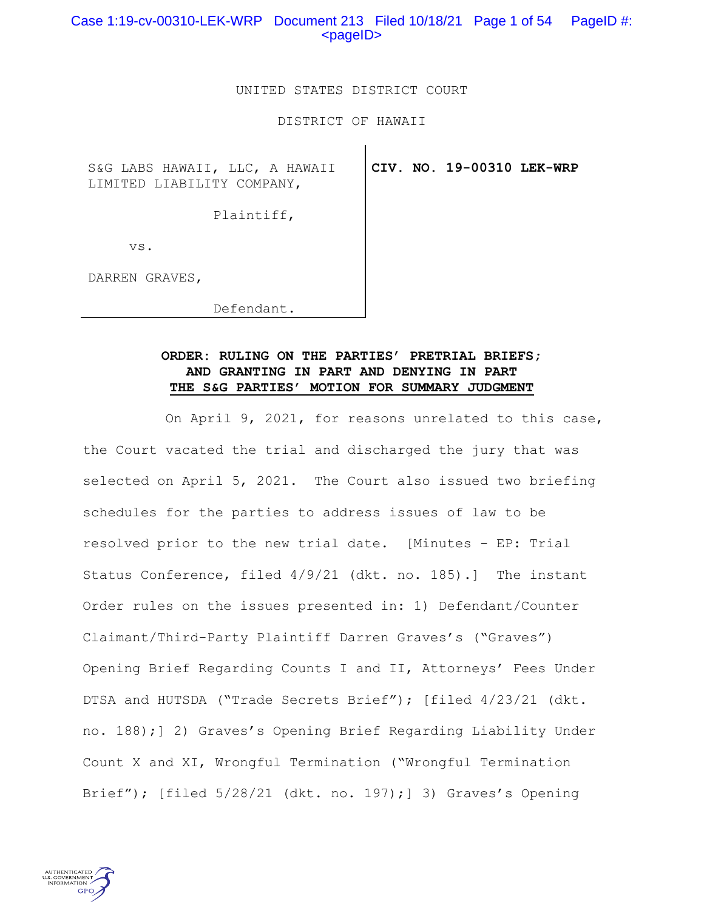UNITED STATES DISTRICT COURT

DISTRICT OF HAWAII

| | |
|---|---|
| S&G LABS HAWAII, LLC, A HAWAII LIMITED LIABILITY COMPANY,<br><br>Plaintiff,<br><br>vs.<br><br>DARREN GRAVES,<br><br>Defendant. | **CIV. NO. 19-00310 LEK-WRP** |

**ORDER: RULING ON THE PARTIES' PRETRIAL BRIEFS; AND GRANTING IN PART AND DENYING IN PART THE S&G PARTIES' MOTION FOR SUMMARY JUDGMENT**

On April 9, 2021, for reasons unrelated to this case, the Court vacated the trial and discharged the jury that was selected on April 5, 2021. The Court also issued two briefing schedules for the parties to address issues of law to be resolved prior to the new trial date. [Minutes - EP: Trial Status Conference, filed 4/9/21 (dkt. no. 185).] The instant Order rules on the issues presented in: 1) Defendant/Counter Claimant/Third-Party Plaintiff Darren Graves's ("Graves") Opening Brief Regarding Counts I and II, Attorneys' Fees Under DTSA and HUTSDA ("Trade Secrets Brief"); [filed 4/23/21 (dkt. no. 188);] 2) Graves's Opening Brief Regarding Liability Under Count X and XI, Wrongful Termination ("Wrongful Termination Brief"); [filed 5/28/21 (dkt. no. 197);] 3) Graves's Opening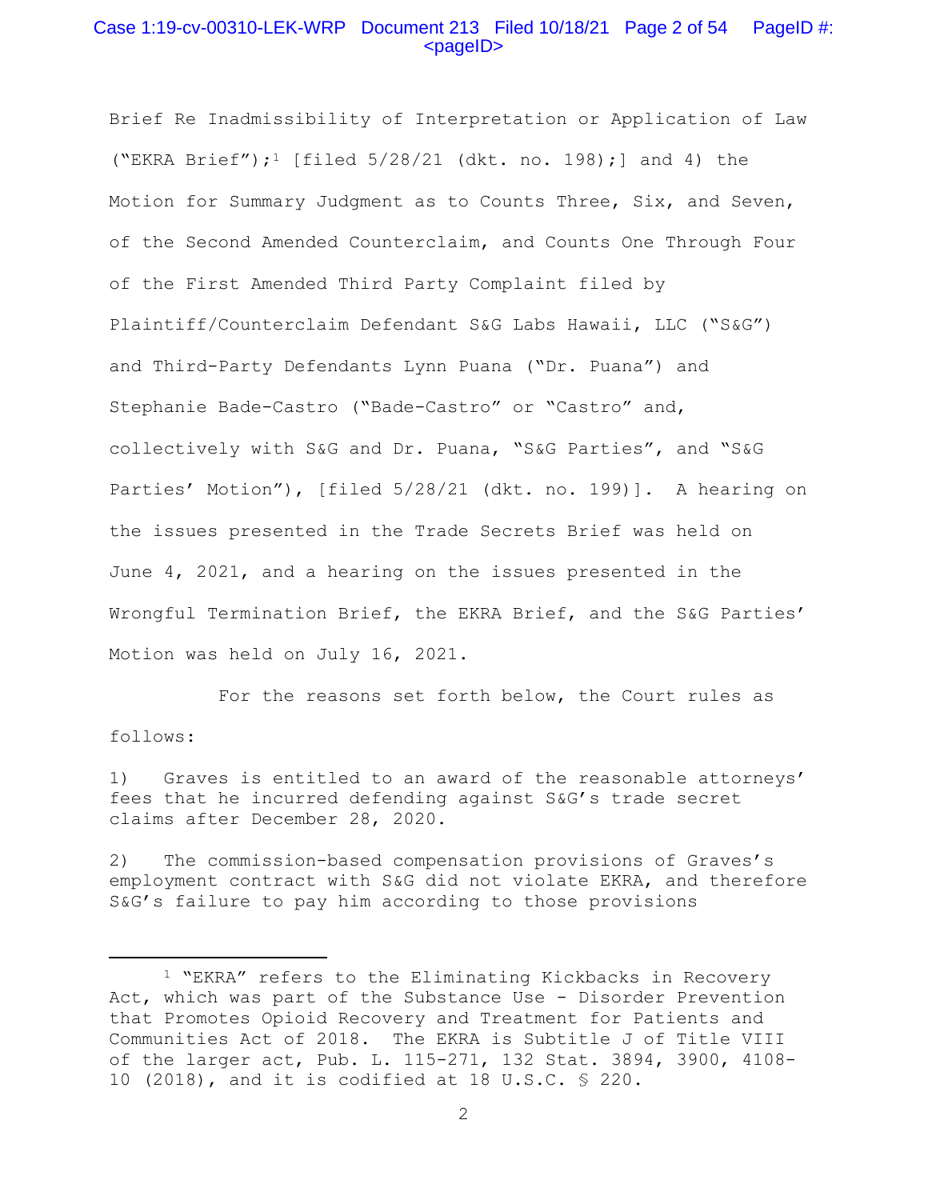Brief Re Inadmissibility of Interpretation or Application of Law ("EKRA Brief");[1] [filed 5/28/21 (dkt. no. 198);] and 4) the Motion for Summary Judgment as to Counts Three, Six, and Seven, of the Second Amended Counterclaim, and Counts One Through Four of the First Amended Third Party Complaint filed by Plaintiff/Counterclaim Defendant S&G Labs Hawaii, LLC ("S&G") and Third-Party Defendants Lynn Puana ("Dr. Puana") and Stephanie Bade-Castro ("Bade-Castro" or "Castro" and, collectively with S&G and Dr. Puana, "S&G Parties", and "S&G Parties' Motion"), [filed 5/28/21 (dkt. no. 199)]. A hearing on the issues presented in the Trade Secrets Brief was held on June 4, 2021, and a hearing on the issues presented in the Wrongful Termination Brief, the EKRA Brief, and the S&G Parties' Motion was held on July 16, 2021.

For the reasons set forth below, the Court rules as follows:

1) Graves is entitled to an award of the reasonable attorneys' fees that he incurred defending against S&G's trade secret claims after December 28, 2020.

2) The commission-based compensation provisions of Graves's employment contract with S&G did not violate EKRA, and therefore S&G's failure to pay him according to those provisions

---

[1] "EKRA" refers to the Eliminating Kickbacks in Recovery Act, which was part of the Substance Use - Disorder Prevention that Promotes Opioid Recovery and Treatment for Patients and Communities Act of 2018. The EKRA is Subtitle J of Title VIII of the larger act, Pub. L. 115-271, 132 Stat. 3894, 3900, 4108-10 (2018), and it is codified at 18 U.S.C. § 220.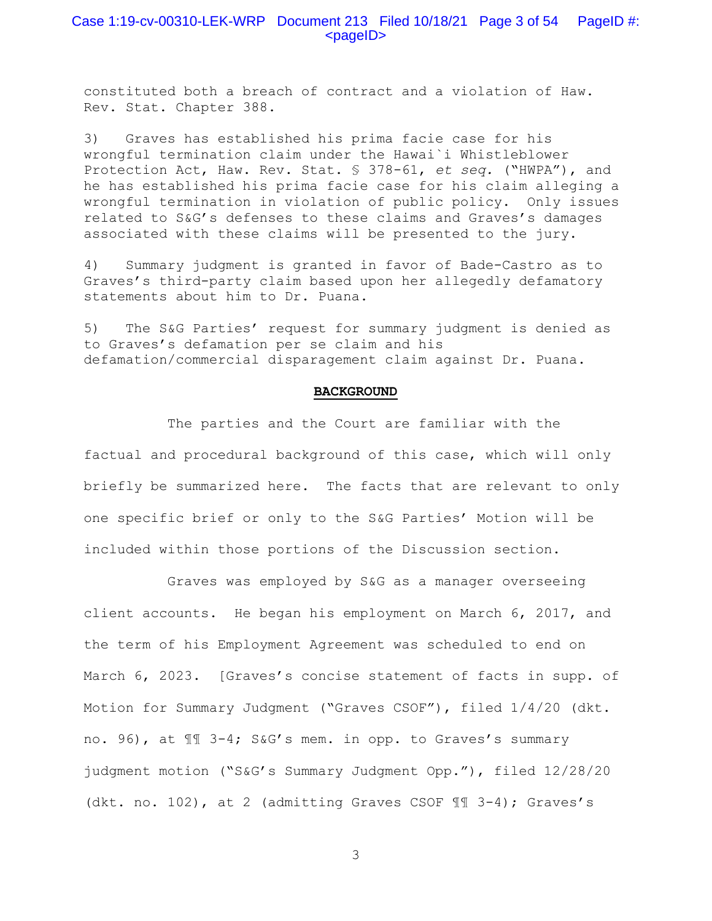constituted both a breach of contract and a violation of Haw. Rev. Stat. Chapter 388.

3) Graves has established his prima facie case for his wrongful termination claim under the Hawai`i Whistleblower Protection Act, Haw. Rev. Stat. § 378-61, *et seq.* ("HWPA"), and he has established his prima facie case for his claim alleging a wrongful termination in violation of public policy. Only issues related to S&G's defenses to these claims and Graves's damages associated with these claims will be presented to the jury.

4) Summary judgment is granted in favor of Bade-Castro as to Graves's third-party claim based upon her allegedly defamatory statements about him to Dr. Puana.

5) The S&G Parties' request for summary judgment is denied as to Graves's defamation per se claim and his defamation/commercial disparagement claim against Dr. Puana.

## BACKGROUND

The parties and the Court are familiar with the factual and procedural background of this case, which will only briefly be summarized here. The facts that are relevant to only one specific brief or only to the S&G Parties' Motion will be included within those portions of the Discussion section.

Graves was employed by S&G as a manager overseeing client accounts. He began his employment on March 6, 2017, and the term of his Employment Agreement was scheduled to end on March 6, 2023. [Graves's concise statement of facts in supp. of Motion for Summary Judgment ("Graves CSOF"), filed 1/4/20 (dkt. no. 96), at ¶¶ 3-4; S&G's mem. in opp. to Graves's summary judgment motion ("S&G's Summary Judgment Opp."), filed 12/28/20 (dkt. no. 102), at 2 (admitting Graves CSOF ¶¶ 3-4); Graves's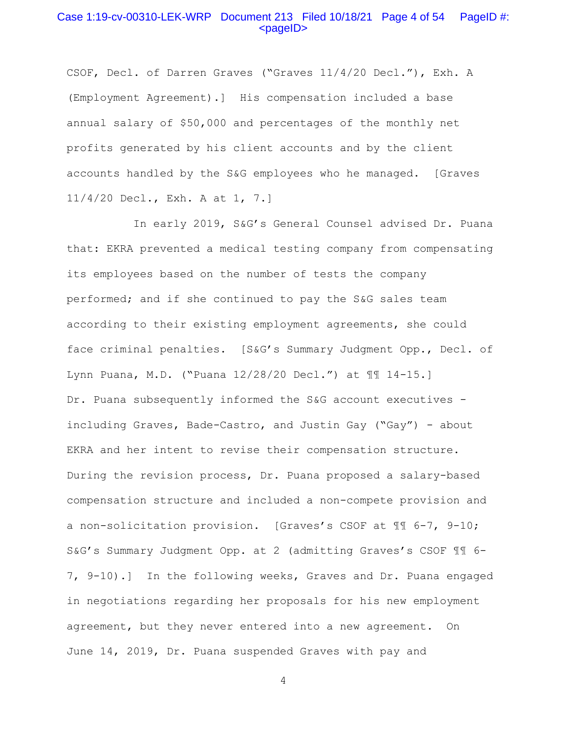CSOF, Decl. of Darren Graves ("Graves 11/4/20 Decl."), Exh. A (Employment Agreement).] His compensation included a base annual salary of $50,000 and percentages of the monthly net profits generated by his client accounts and by the client accounts handled by the S&G employees who he managed. [Graves 11/4/20 Decl., Exh. A at 1, 7.]

In early 2019, S&G's General Counsel advised Dr. Puana that: EKRA prevented a medical testing company from compensating its employees based on the number of tests the company performed; and if she continued to pay the S&G sales team according to their existing employment agreements, she could face criminal penalties. [S&G's Summary Judgment Opp., Decl. of Lynn Puana, M.D. ("Puana 12/28/20 Decl.") at ¶¶ 14-15.] Dr. Puana subsequently informed the S&G account executives - including Graves, Bade-Castro, and Justin Gay ("Gay") - about EKRA and her intent to revise their compensation structure. During the revision process, Dr. Puana proposed a salary-based compensation structure and included a non-compete provision and a non-solicitation provision. [Graves's CSOF at ¶¶ 6-7, 9-10; S&G's Summary Judgment Opp. at 2 (admitting Graves's CSOF ¶¶ 6-7, 9-10).] In the following weeks, Graves and Dr. Puana engaged in negotiations regarding her proposals for his new employment agreement, but they never entered into a new agreement. On June 14, 2019, Dr. Puana suspended Graves with pay and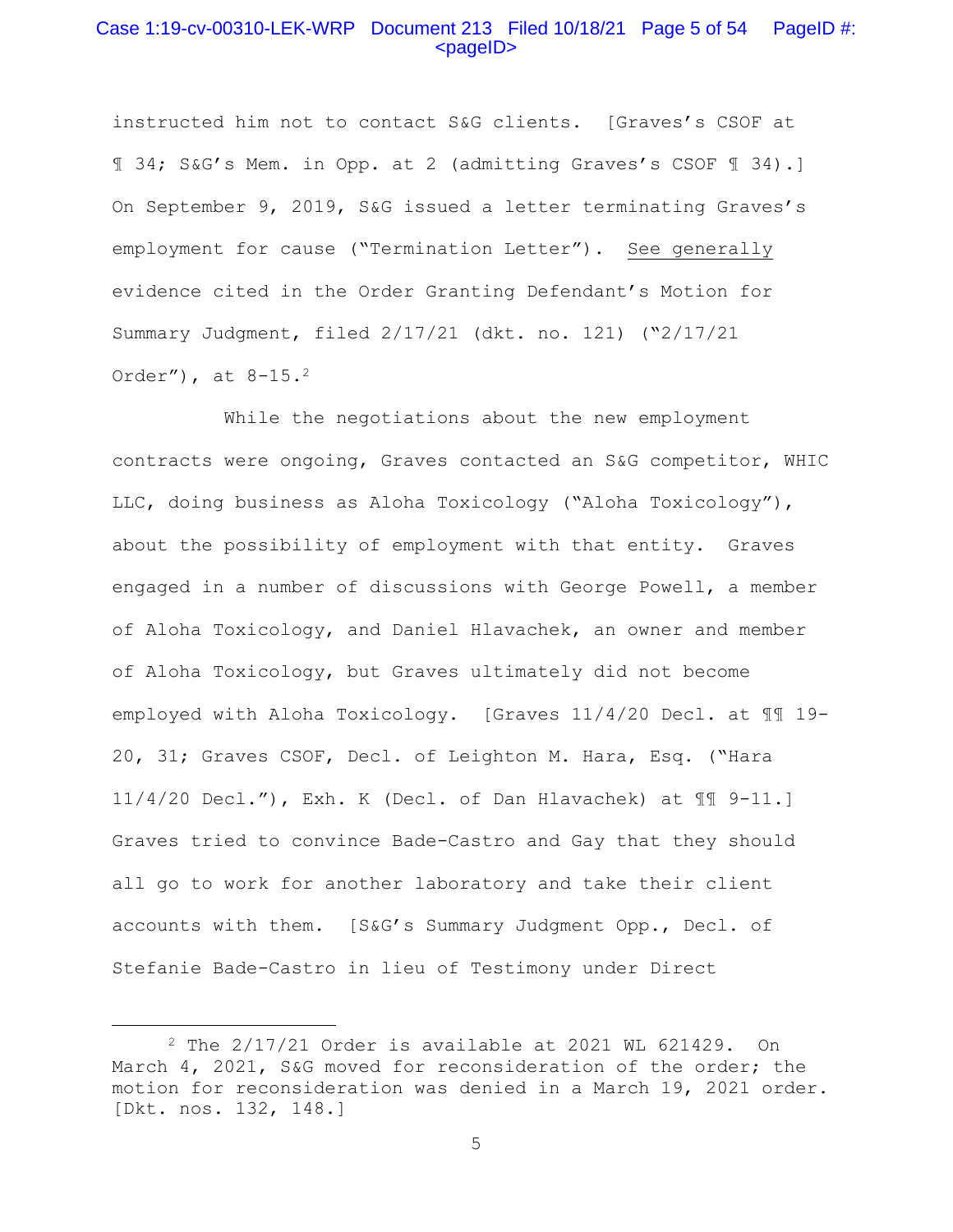instructed him not to contact S&G clients. [Graves's CSOF at ¶ 34; S&G's Mem. in Opp. at 2 (admitting Graves's CSOF ¶ 34).] On September 9, 2019, S&G issued a letter terminating Graves's employment for cause ("Termination Letter"). See generally evidence cited in the Order Granting Defendant's Motion for Summary Judgment, filed 2/17/21 (dkt. no. 121) ("2/17/21 Order"), at 8-15.[2]

While the negotiations about the new employment contracts were ongoing, Graves contacted an S&G competitor, WHIC LLC, doing business as Aloha Toxicology ("Aloha Toxicology"), about the possibility of employment with that entity. Graves engaged in a number of discussions with George Powell, a member of Aloha Toxicology, and Daniel Hlavachek, an owner and member of Aloha Toxicology, but Graves ultimately did not become employed with Aloha Toxicology. [Graves 11/4/20 Decl. at ¶¶ 19-20, 31; Graves CSOF, Decl. of Leighton M. Hara, Esq. ("Hara 11/4/20 Decl."), Exh. K (Decl. of Dan Hlavachek) at ¶¶ 9-11.] Graves tried to convince Bade-Castro and Gay that they should all go to work for another laboratory and take their client accounts with them. [S&G's Summary Judgment Opp., Decl. of Stefanie Bade-Castro in lieu of Testimony under Direct

---

[2] The 2/17/21 Order is available at 2021 WL 621429. On March 4, 2021, S&G moved for reconsideration of the order; the motion for reconsideration was denied in a March 19, 2021 order. [Dkt. nos. 132, 148.]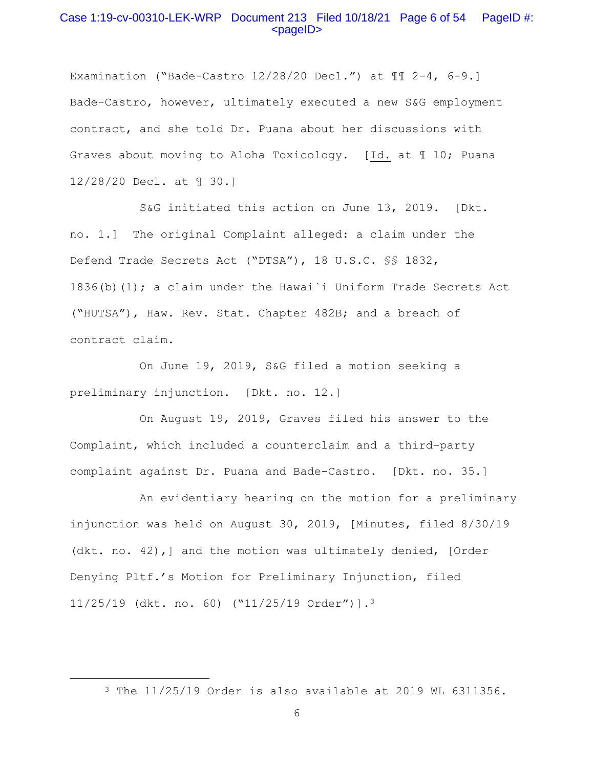Examination ("Bade-Castro 12/28/20 Decl.") at ¶¶ 2-4, 6-9.] Bade-Castro, however, ultimately executed a new S&G employment contract, and she told Dr. Puana about her discussions with Graves about moving to Aloha Toxicology. [Id. at ¶ 10; Puana 12/28/20 Decl. at ¶ 30.]

S&G initiated this action on June 13, 2019. [Dkt. no. 1.] The original Complaint alleged: a claim under the Defend Trade Secrets Act ("DTSA"), 18 U.S.C. §§ 1832, 1836(b)(1); a claim under the Hawai`i Uniform Trade Secrets Act ("HUTSA"), Haw. Rev. Stat. Chapter 482B; and a breach of contract claim.

On June 19, 2019, S&G filed a motion seeking a preliminary injunction. [Dkt. no. 12.]

On August 19, 2019, Graves filed his answer to the Complaint, which included a counterclaim and a third-party complaint against Dr. Puana and Bade-Castro. [Dkt. no. 35.]

An evidentiary hearing on the motion for a preliminary injunction was held on August 30, 2019, [Minutes, filed 8/30/19 (dkt. no. 42),] and the motion was ultimately denied, [Order Denying Pltf.'s Motion for Preliminary Injunction, filed 11/25/19 (dkt. no. 60) ("11/25/19 Order")].[3]

[3] The 11/25/19 Order is also available at 2019 WL 6311356.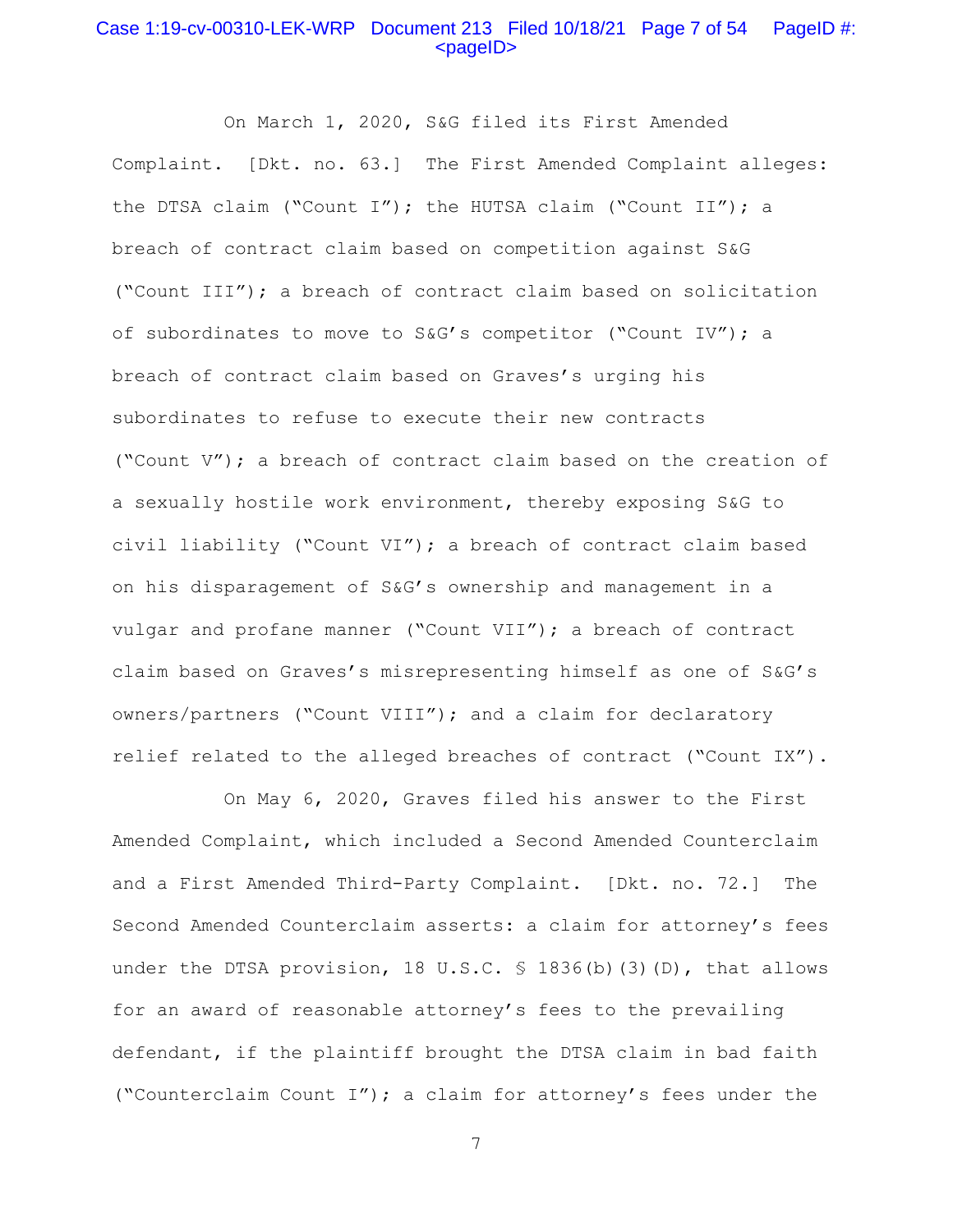On March 1, 2020, S&G filed its First Amended Complaint. [Dkt. no. 63.] The First Amended Complaint alleges: the DTSA claim ("Count I"); the HUTSA claim ("Count II"); a breach of contract claim based on competition against S&G ("Count III"); a breach of contract claim based on solicitation of subordinates to move to S&G's competitor ("Count IV"); a breach of contract claim based on Graves's urging his subordinates to refuse to execute their new contracts ("Count V"); a breach of contract claim based on the creation of a sexually hostile work environment, thereby exposing S&G to civil liability ("Count VI"); a breach of contract claim based on his disparagement of S&G's ownership and management in a vulgar and profane manner ("Count VII"); a breach of contract claim based on Graves's misrepresenting himself as one of S&G's owners/partners ("Count VIII"); and a claim for declaratory relief related to the alleged breaches of contract ("Count IX").

On May 6, 2020, Graves filed his answer to the First Amended Complaint, which included a Second Amended Counterclaim and a First Amended Third-Party Complaint. [Dkt. no. 72.] The Second Amended Counterclaim asserts: a claim for attorney's fees under the DTSA provision, 18 U.S.C. § 1836(b)(3)(D), that allows for an award of reasonable attorney's fees to the prevailing defendant, if the plaintiff brought the DTSA claim in bad faith ("Counterclaim Count I"); a claim for attorney's fees under the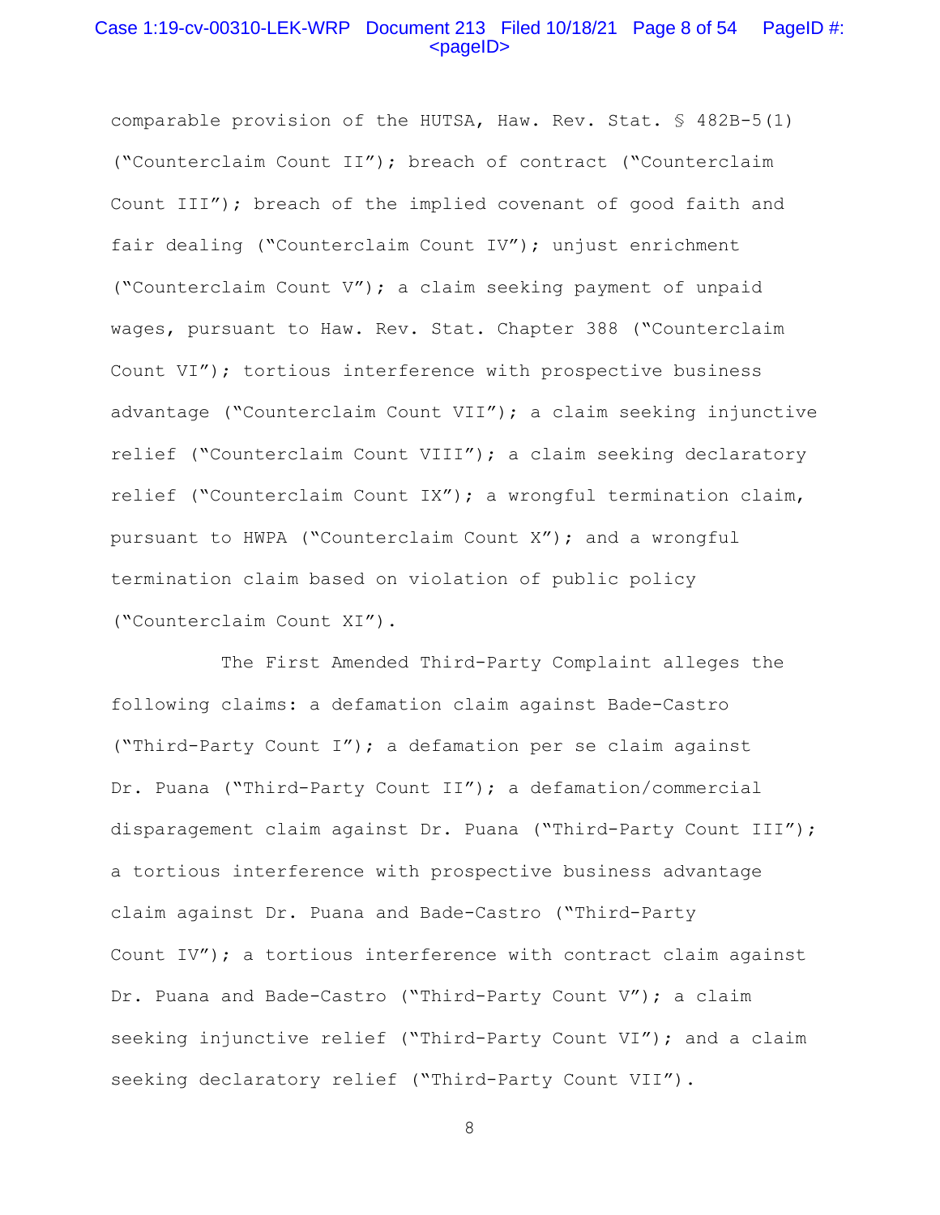comparable provision of the HUTSA, Haw. Rev. Stat. § 482B-5(1) ("Counterclaim Count II"); breach of contract ("Counterclaim Count III"); breach of the implied covenant of good faith and fair dealing ("Counterclaim Count IV"); unjust enrichment ("Counterclaim Count V"); a claim seeking payment of unpaid wages, pursuant to Haw. Rev. Stat. Chapter 388 ("Counterclaim Count VI"); tortious interference with prospective business advantage ("Counterclaim Count VII"); a claim seeking injunctive relief ("Counterclaim Count VIII"); a claim seeking declaratory relief ("Counterclaim Count IX"); a wrongful termination claim, pursuant to HWPA ("Counterclaim Count X"); and a wrongful termination claim based on violation of public policy ("Counterclaim Count XI").

The First Amended Third-Party Complaint alleges the following claims: a defamation claim against Bade-Castro ("Third-Party Count I"); a defamation per se claim against Dr. Puana ("Third-Party Count II"); a defamation/commercial disparagement claim against Dr. Puana ("Third-Party Count III"); a tortious interference with prospective business advantage claim against Dr. Puana and Bade-Castro ("Third-Party Count IV"); a tortious interference with contract claim against Dr. Puana and Bade-Castro ("Third-Party Count V"); a claim seeking injunctive relief ("Third-Party Count VI"); and a claim seeking declaratory relief ("Third-Party Count VII").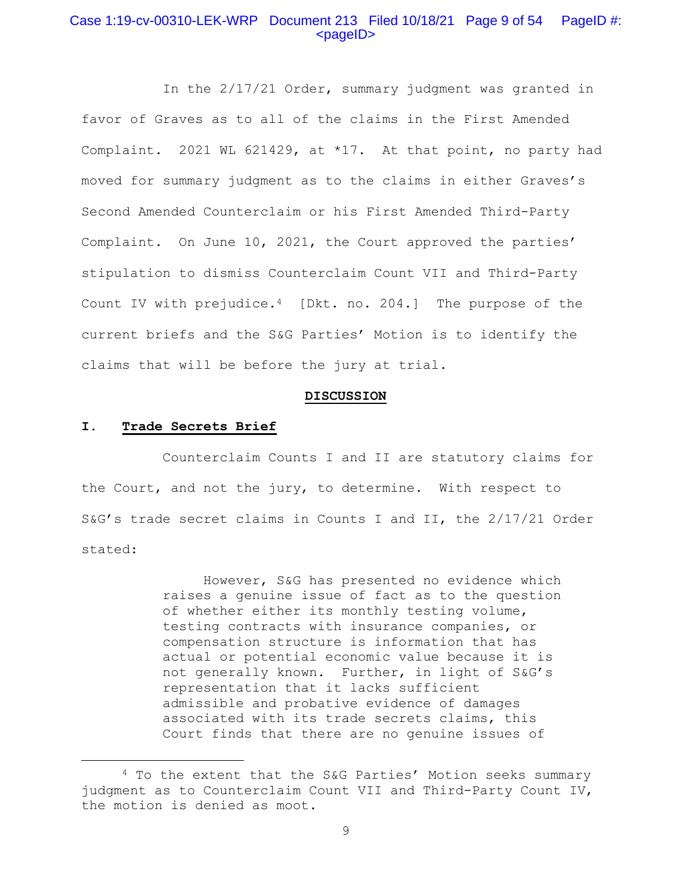In the 2/17/21 Order, summary judgment was granted in favor of Graves as to all of the claims in the First Amended Complaint. 2021 WL 621429, at *17. At that point, no party had moved for summary judgment as to the claims in either Graves's Second Amended Counterclaim or his First Amended Third-Party Complaint. On June 10, 2021, the Court approved the parties' stipulation to dismiss Counterclaim Count VII and Third-Party Count IV with prejudice.[4] [Dkt. no. 204.] The purpose of the current briefs and the S&G Parties' Motion is to identify the claims that will be before the jury at trial.

**DISCUSSION**

## I. Trade Secrets Brief

Counterclaim Counts I and II are statutory claims for the Court, and not the jury, to determine. With respect to S&G's trade secret claims in Counts I and II, the 2/17/21 Order stated:

> However, S&G has presented no evidence which raises a genuine issue of fact as to the question of whether either its monthly testing volume, testing contracts with insurance companies, or compensation structure is information that has actual or potential economic value because it is not generally known. Further, in light of S&G's representation that it lacks sufficient admissible and probative evidence of damages associated with its trade secrets claims, this Court finds that there are no genuine issues of

[4] To the extent that the S&G Parties' Motion seeks summary judgment as to Counterclaim Count VII and Third-Party Count IV, the motion is denied as moot.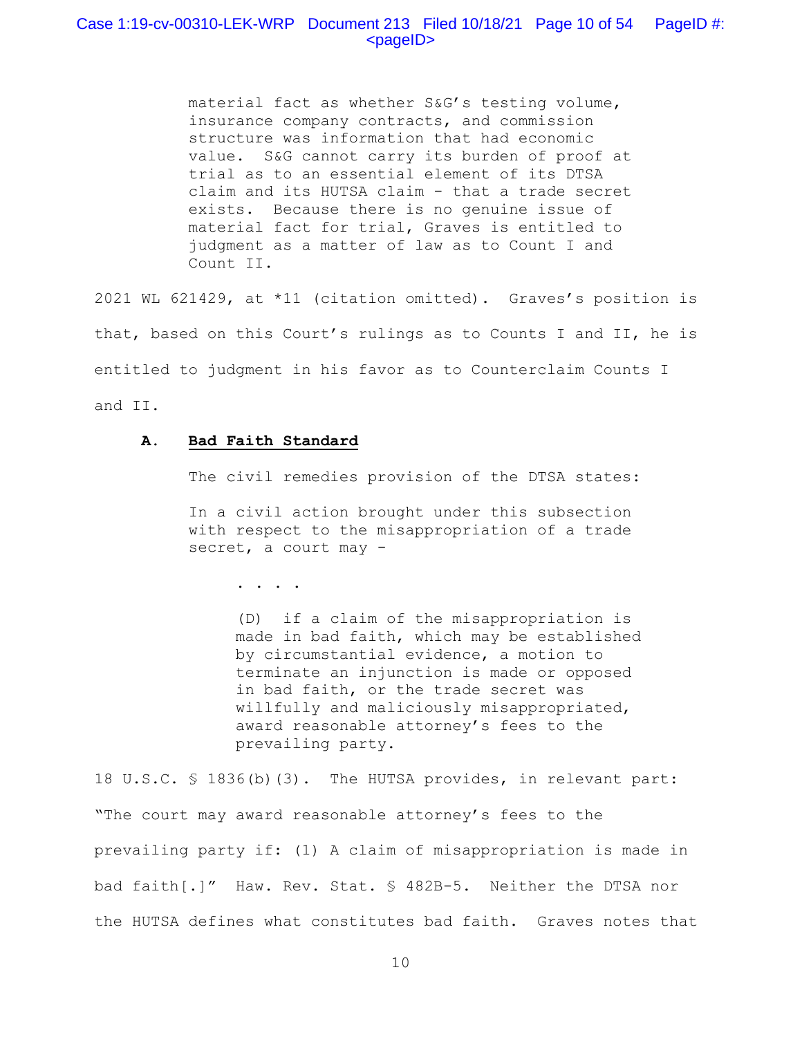> material fact as whether S&G's testing volume, insurance company contracts, and commission structure was information that had economic value. S&G cannot carry its burden of proof at trial as to an essential element of its DTSA claim and its HUTSA claim - that a trade secret exists. Because there is no genuine issue of material fact for trial, Graves is entitled to judgment as a matter of law as to Count I and Count II.

2021 WL 621429, at *11 (citation omitted). Graves's position is that, based on this Court's rulings as to Counts I and II, he is entitled to judgment in his favor as to Counterclaim Counts I and II.

### A. **Bad Faith Standard**

The civil remedies provision of the DTSA states:

> In a civil action brought under this subsection with respect to the misappropriation of a trade secret, a court may -
>
> . . . .
>
> (D) if a claim of the misappropriation is made in bad faith, which may be established by circumstantial evidence, a motion to terminate an injunction is made or opposed in bad faith, or the trade secret was willfully and maliciously misappropriated, award reasonable attorney's fees to the prevailing party.

18 U.S.C. § 1836(b)(3). The HUTSA provides, in relevant part: "The court may award reasonable attorney's fees to the prevailing party if: (1) A claim of misappropriation is made in bad faith[.]" Haw. Rev. Stat. § 482B-5. Neither the DTSA nor the HUTSA defines what constitutes bad faith. Graves notes that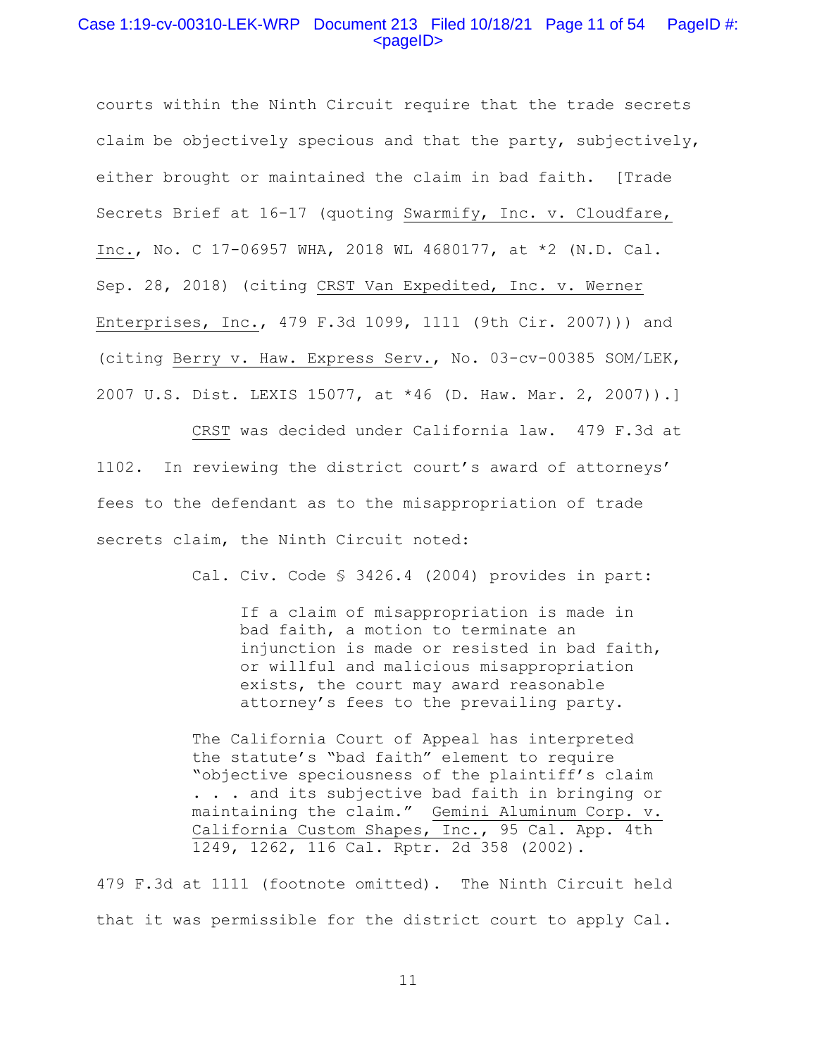courts within the Ninth Circuit require that the trade secrets claim be objectively specious and that the party, subjectively, either brought or maintained the claim in bad faith. [Trade Secrets Brief at 16-17 (quoting Swarmify, Inc. v. Cloudfare, Inc., No. C 17-06957 WHA, 2018 WL 4680177, at *2 (N.D. Cal. Sep. 28, 2018) (citing CRST Van Expedited, Inc. v. Werner Enterprises, Inc., 479 F.3d 1099, 1111 (9th Cir. 2007))) and (citing Berry v. Haw. Express Serv., No. 03-cv-00385 SOM/LEK, 2007 U.S. Dist. LEXIS 15077, at *46 (D. Haw. Mar. 2, 2007)).]

CRST was decided under California law. 479 F.3d at 1102. In reviewing the district court's award of attorneys' fees to the defendant as to the misappropriation of trade secrets claim, the Ninth Circuit noted:

> Cal. Civ. Code § 3426.4 (2004) provides in part:
>
> > If a claim of misappropriation is made in bad faith, a motion to terminate an injunction is made or resisted in bad faith, or willful and malicious misappropriation exists, the court may award reasonable attorney's fees to the prevailing party.
>
> The California Court of Appeal has interpreted the statute's "bad faith" element to require "objective speciousness of the plaintiff's claim . . . and its subjective bad faith in bringing or maintaining the claim." Gemini Aluminum Corp. v. California Custom Shapes, Inc., 95 Cal. App. 4th 1249, 1262, 116 Cal. Rptr. 2d 358 (2002).

479 F.3d at 1111 (footnote omitted). The Ninth Circuit held that it was permissible for the district court to apply Cal.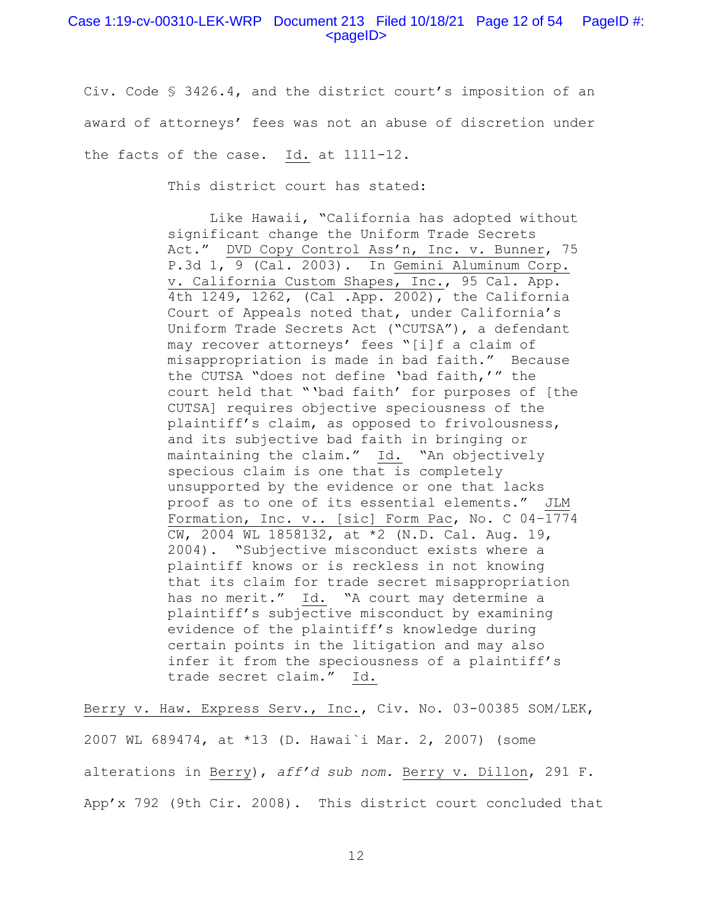Civ. Code § 3426.4, and the district court's imposition of an award of attorneys' fees was not an abuse of discretion under the facts of the case. Id. at 1111-12.

This district court has stated:

> Like Hawaii, "California has adopted without significant change the Uniform Trade Secrets Act." DVD Copy Control Ass'n, Inc. v. Bunner, 75 P.3d 1, 9 (Cal. 2003). In Gemini Aluminum Corp. v. California Custom Shapes, Inc., 95 Cal. App. 4th 1249, 1262, (Cal .App. 2002), the California Court of Appeals noted that, under California's Uniform Trade Secrets Act ("CUTSA"), a defendant may recover attorneys' fees "[i]f a claim of misappropriation is made in bad faith." Because the CUTSA "does not define 'bad faith,'" the court held that "'bad faith' for purposes of [the CUTSA] requires objective speciousness of the plaintiff's claim, as opposed to frivolousness, and its subjective bad faith in bringing or maintaining the claim." Id. "An objectively specious claim is one that is completely unsupported by the evidence or one that lacks proof as to one of its essential elements." JLM Formation, Inc. v.. [sic] Form Pac, No. C 04-1774 CW, 2004 WL 1858132, at *2 (N.D. Cal. Aug. 19, 2004). "Subjective misconduct exists where a plaintiff knows or is reckless in not knowing that its claim for trade secret misappropriation has no merit." Id. "A court may determine a plaintiff's subjective misconduct by examining evidence of the plaintiff's knowledge during certain points in the litigation and may also infer it from the speciousness of a plaintiff's trade secret claim." Id.

Berry v. Haw. Express Serv., Inc., Civ. No. 03-00385 SOM/LEK, 2007 WL 689474, at *13 (D. Hawai`i Mar. 2, 2007) (some alterations in Berry), *aff'd sub nom.* Berry v. Dillon, 291 F. App'x 792 (9th Cir. 2008). This district court concluded that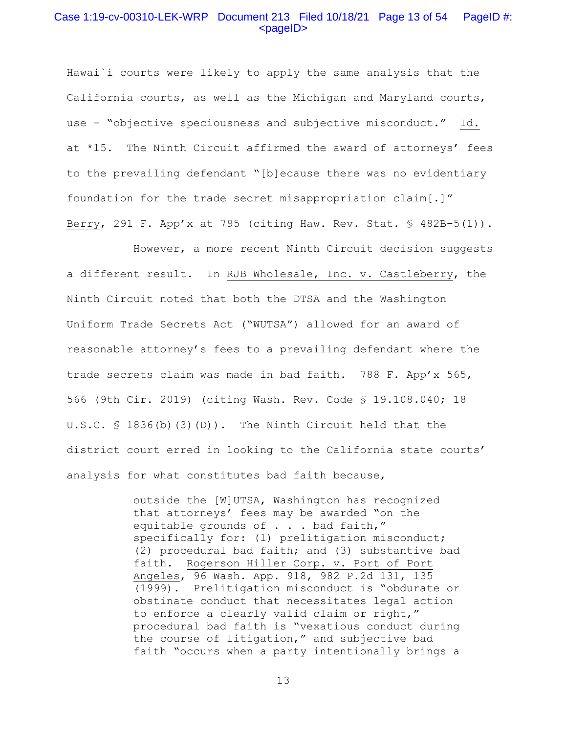Hawai`i courts were likely to apply the same analysis that the California courts, as well as the Michigan and Maryland courts, use - "objective speciousness and subjective misconduct." Id. at *15. The Ninth Circuit affirmed the award of attorneys' fees to the prevailing defendant "[b]ecause there was no evidentiary foundation for the trade secret misappropriation claim[.]" Berry, 291 F. App'x at 795 (citing Haw. Rev. Stat. § 482B-5(1)).

However, a more recent Ninth Circuit decision suggests a different result. In RJB Wholesale, Inc. v. Castleberry, the Ninth Circuit noted that both the DTSA and the Washington Uniform Trade Secrets Act ("WUTSA") allowed for an award of reasonable attorney's fees to a prevailing defendant where the trade secrets claim was made in bad faith. 788 F. App'x 565, 566 (9th Cir. 2019) (citing Wash. Rev. Code § 19.108.040; 18 U.S.C. § 1836(b)(3)(D)). The Ninth Circuit held that the district court erred in looking to the California state courts' analysis for what constitutes bad faith because,

> outside the [W]UTSA, Washington has recognized that attorneys' fees may be awarded "on the equitable grounds of . . . bad faith," specifically for: (1) prelitigation misconduct; (2) procedural bad faith; and (3) substantive bad faith. Rogerson Hiller Corp. v. Port of Port Angeles, 96 Wash. App. 918, 982 P.2d 131, 135 (1999). Prelitigation misconduct is "obdurate or obstinate conduct that necessitates legal action to enforce a clearly valid claim or right," procedural bad faith is "vexatious conduct during the course of litigation," and subjective bad faith "occurs when a party intentionally brings a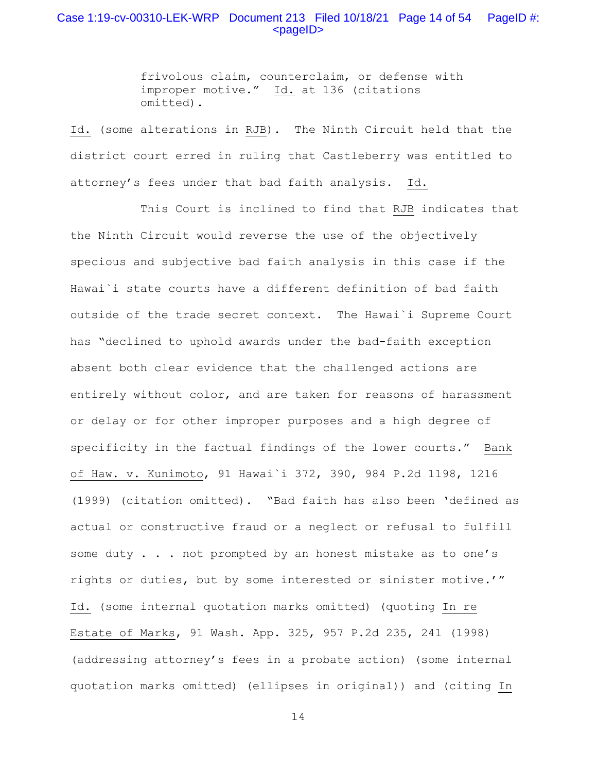> frivolous claim, counterclaim, or defense with improper motive." Id. at 136 (citations omitted).

Id. (some alterations in RJB). The Ninth Circuit held that the district court erred in ruling that Castleberry was entitled to attorney's fees under that bad faith analysis. Id.

This Court is inclined to find that RJB indicates that the Ninth Circuit would reverse the use of the objectively specious and subjective bad faith analysis in this case if the Hawai\`i state courts have a different definition of bad faith outside of the trade secret context. The Hawai\`i Supreme Court has "declined to uphold awards under the bad-faith exception absent both clear evidence that the challenged actions are entirely without color, and are taken for reasons of harassment or delay or for other improper purposes and a high degree of specificity in the factual findings of the lower courts." Bank of Haw. v. Kunimoto, 91 Hawai\`i 372, 390, 984 P.2d 1198, 1216 (1999) (citation omitted). "Bad faith has also been 'defined as actual or constructive fraud or a neglect or refusal to fulfill some duty . . . not prompted by an honest mistake as to one's rights or duties, but by some interested or sinister motive.'" Id. (some internal quotation marks omitted) (quoting In re Estate of Marks, 91 Wash. App. 325, 957 P.2d 235, 241 (1998) (addressing attorney's fees in a probate action) (some internal quotation marks omitted) (ellipses in original)) and (citing In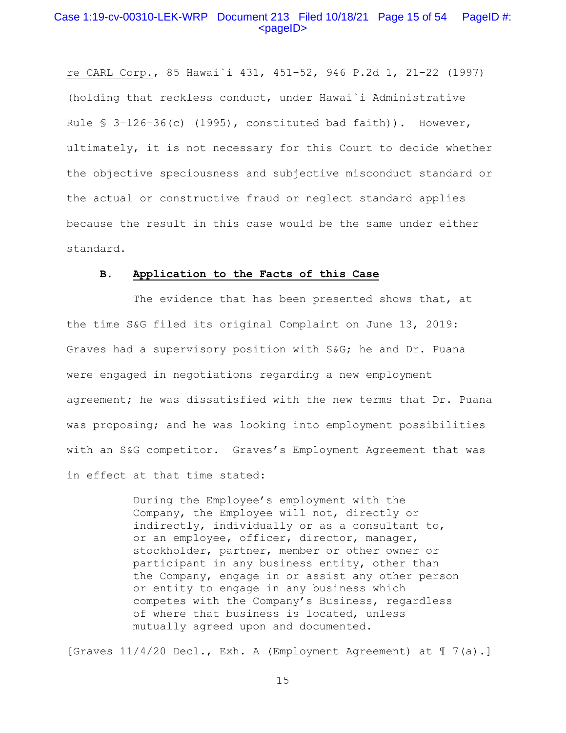re CARL Corp., 85 Hawai`i 431, 451–52, 946 P.2d 1, 21–22 (1997) (holding that reckless conduct, under Hawai`i Administrative Rule § 3-126-36(c) (1995), constituted bad faith)). However, ultimately, it is not necessary for this Court to decide whether the objective speciousness and subjective misconduct standard or the actual or constructive fraud or neglect standard applies because the result in this case would be the same under either standard.

## B. Application to the Facts of this Case

The evidence that has been presented shows that, at the time S&G filed its original Complaint on June 13, 2019: Graves had a supervisory position with S&G; he and Dr. Puana were engaged in negotiations regarding a new employment agreement; he was dissatisfied with the new terms that Dr. Puana was proposing; and he was looking into employment possibilities with an S&G competitor. Graves's Employment Agreement that was in effect at that time stated:

> During the Employee's employment with the Company, the Employee will not, directly or indirectly, individually or as a consultant to, or an employee, officer, director, manager, stockholder, partner, member or other owner or participant in any business entity, other than the Company, engage in or assist any other person or entity to engage in any business which competes with the Company's Business, regardless of where that business is located, unless mutually agreed upon and documented.

[Graves 11/4/20 Decl., Exh. A (Employment Agreement) at ¶ 7(a).]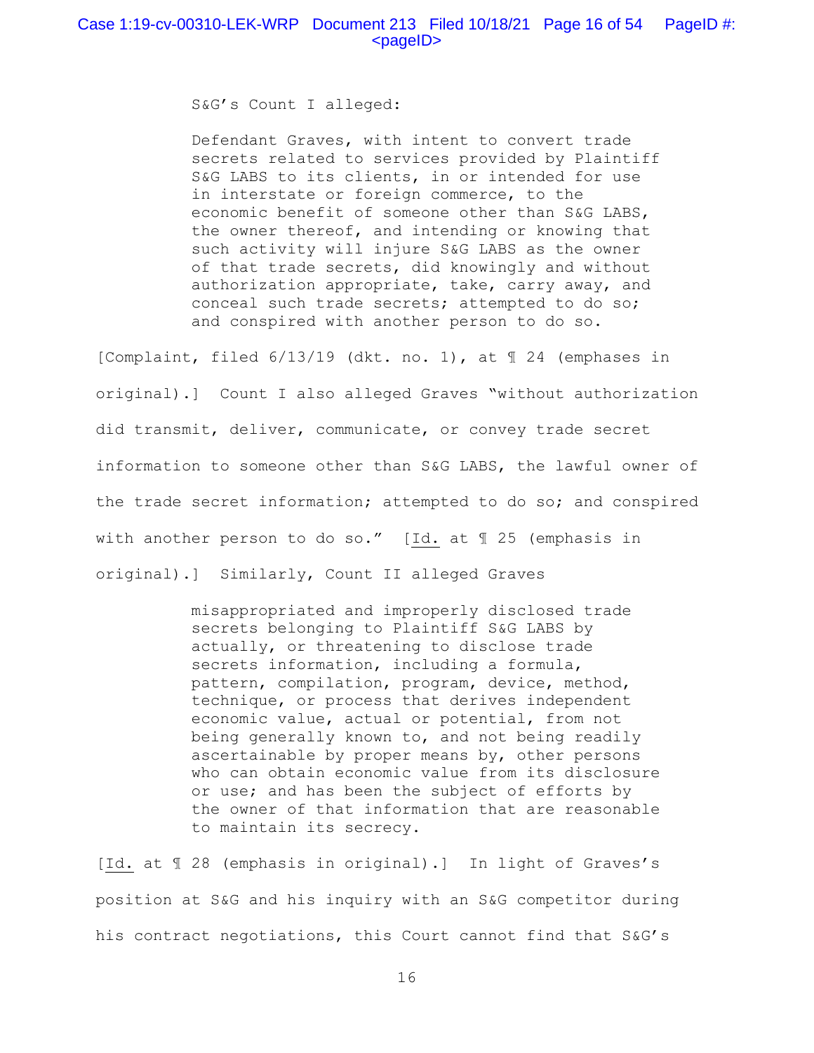S&G's Count I alleged:

> Defendant Graves, with intent to convert trade secrets related to services provided by Plaintiff S&G LABS to its clients, in or intended for use in interstate or foreign commerce, to the economic benefit of someone other than S&G LABS, the owner thereof, and intending or knowing that such activity will injure S&G LABS as the owner of that trade secrets, did knowingly and without authorization appropriate, take, carry away, and conceal such trade secrets; attempted to do so; and conspired with another person to do so.

[Complaint, filed 6/13/19 (dkt. no. 1), at ¶ 24 (emphases in original).] Count I also alleged Graves "without authorization did transmit, deliver, communicate, or convey trade secret information to someone other than S&G LABS, the lawful owner of the trade secret information; attempted to do so; and conspired with another person to do so." [Id. at ¶ 25 (emphasis in original).] Similarly, Count II alleged Graves

> misappropriated and improperly disclosed trade secrets belonging to Plaintiff S&G LABS by actually, or threatening to disclose trade secrets information, including a formula, pattern, compilation, program, device, method, technique, or process that derives independent economic value, actual or potential, from not being generally known to, and not being readily ascertainable by proper means by, other persons who can obtain economic value from its disclosure or use; and has been the subject of efforts by the owner of that information that are reasonable to maintain its secrecy.

[Id. at ¶ 28 (emphasis in original).] In light of Graves's position at S&G and his inquiry with an S&G competitor during his contract negotiations, this Court cannot find that S&G's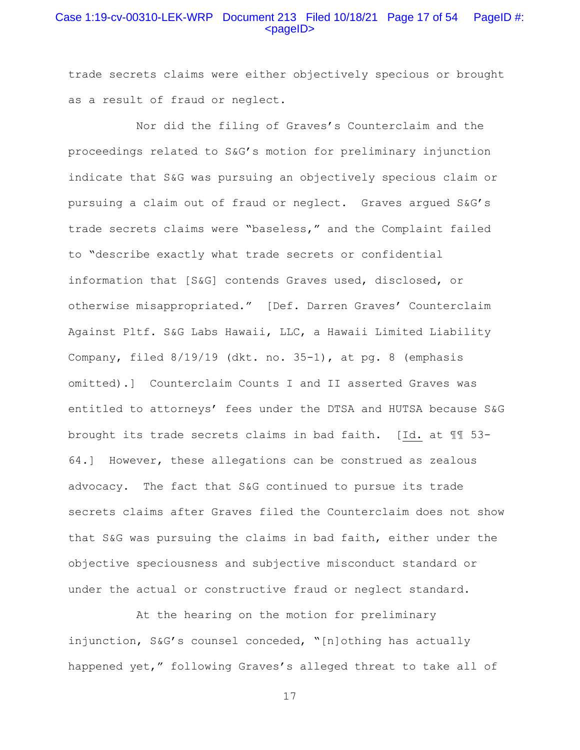trade secrets claims were either objectively specious or brought as a result of fraud or neglect.

Nor did the filing of Graves's Counterclaim and the proceedings related to S&G's motion for preliminary injunction indicate that S&G was pursuing an objectively specious claim or pursuing a claim out of fraud or neglect. Graves argued S&G's trade secrets claims were "baseless," and the Complaint failed to "describe exactly what trade secrets or confidential information that [S&G] contends Graves used, disclosed, or otherwise misappropriated." [Def. Darren Graves' Counterclaim Against Pltf. S&G Labs Hawaii, LLC, a Hawaii Limited Liability Company, filed 8/19/19 (dkt. no. 35-1), at pg. 8 (emphasis omitted).] Counterclaim Counts I and II asserted Graves was entitled to attorneys' fees under the DTSA and HUTSA because S&G brought its trade secrets claims in bad faith. [Id. at ¶¶ 53-64.] However, these allegations can be construed as zealous advocacy. The fact that S&G continued to pursue its trade secrets claims after Graves filed the Counterclaim does not show that S&G was pursuing the claims in bad faith, either under the objective speciousness and subjective misconduct standard or under the actual or constructive fraud or neglect standard.

At the hearing on the motion for preliminary injunction, S&G's counsel conceded, "[n]othing has actually happened yet," following Graves's alleged threat to take all of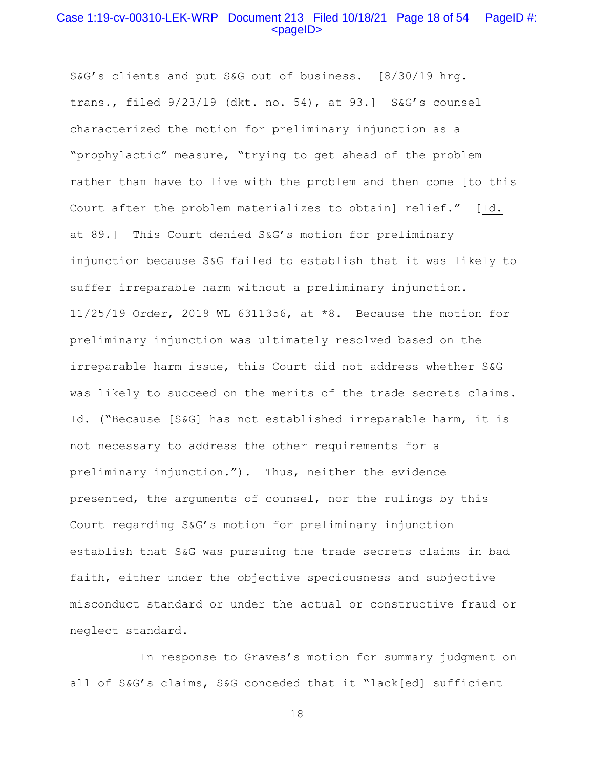S&G's clients and put S&G out of business. [8/30/19 hrg. trans., filed 9/23/19 (dkt. no. 54), at 93.] S&G's counsel characterized the motion for preliminary injunction as a "prophylactic" measure, "trying to get ahead of the problem rather than have to live with the problem and then come [to this Court after the problem materializes to obtain] relief." [Id. at 89.] This Court denied S&G's motion for preliminary injunction because S&G failed to establish that it was likely to suffer irreparable harm without a preliminary injunction. 11/25/19 Order, 2019 WL 6311356, at *8. Because the motion for preliminary injunction was ultimately resolved based on the irreparable harm issue, this Court did not address whether S&G was likely to succeed on the merits of the trade secrets claims. Id. ("Because [S&G] has not established irreparable harm, it is not necessary to address the other requirements for a preliminary injunction."). Thus, neither the evidence presented, the arguments of counsel, nor the rulings by this Court regarding S&G's motion for preliminary injunction establish that S&G was pursuing the trade secrets claims in bad faith, either under the objective speciousness and subjective misconduct standard or under the actual or constructive fraud or neglect standard.

In response to Graves's motion for summary judgment on all of S&G's claims, S&G conceded that it "lack[ed] sufficient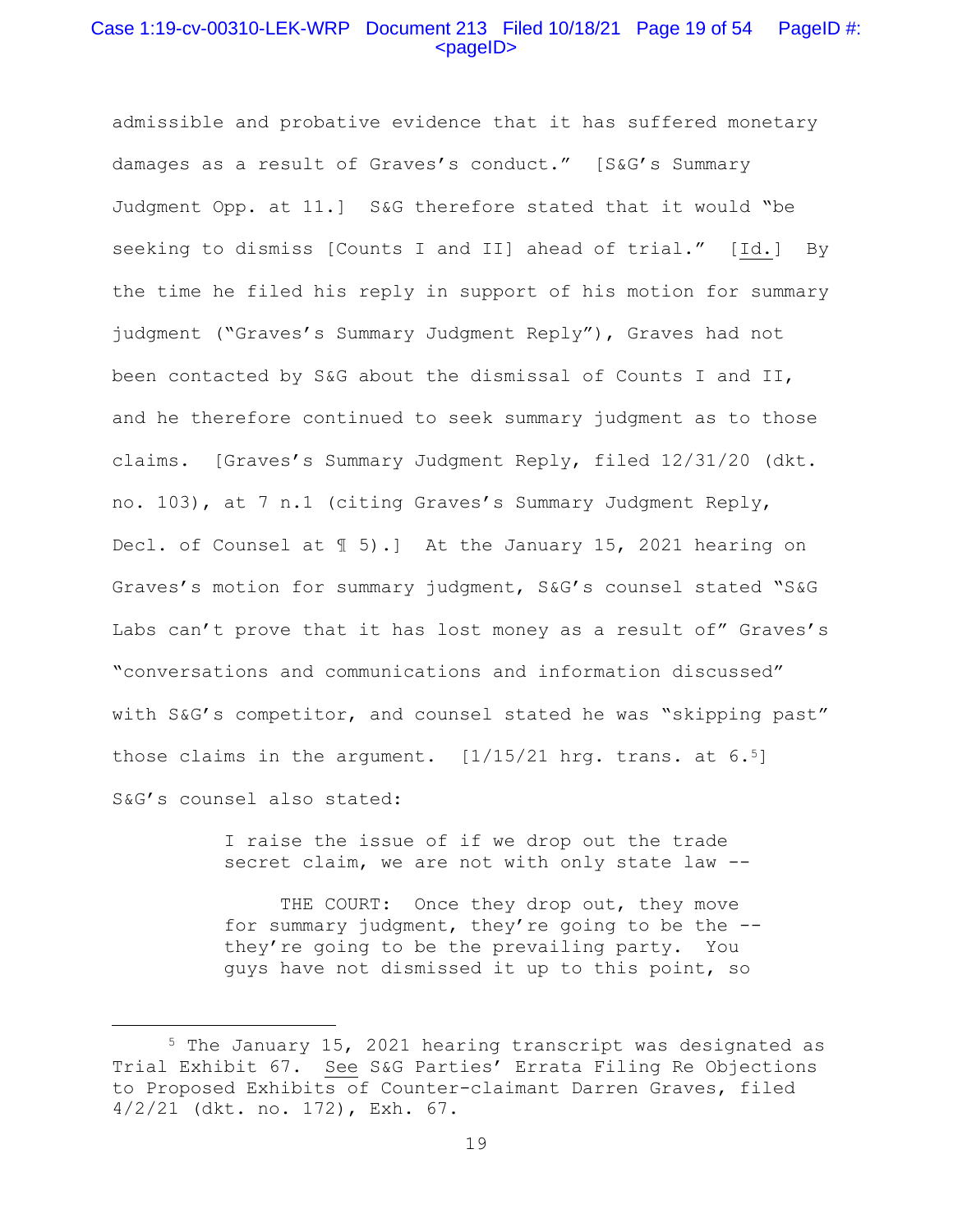admissible and probative evidence that it has suffered monetary damages as a result of Graves's conduct." [S&G's Summary Judgment Opp. at 11.] S&G therefore stated that it would "be seeking to dismiss [Counts I and II] ahead of trial." [Id.] By the time he filed his reply in support of his motion for summary judgment ("Graves's Summary Judgment Reply"), Graves had not been contacted by S&G about the dismissal of Counts I and II, and he therefore continued to seek summary judgment as to those claims. [Graves's Summary Judgment Reply, filed 12/31/20 (dkt. no. 103), at 7 n.1 (citing Graves's Summary Judgment Reply, Decl. of Counsel at ¶ 5).] At the January 15, 2021 hearing on Graves's motion for summary judgment, S&G's counsel stated "S&G Labs can't prove that it has lost money as a result of" Graves's "conversations and communications and information discussed" with S&G's competitor, and counsel stated he was "skipping past" those claims in the argument. [1/15/21 hrg. trans. at 6.[5]] S&G's counsel also stated:

> I raise the issue of if we drop out the trade secret claim, we are not with only state law --
>
> THE COURT: Once they drop out, they move for summary judgment, they're going to be the -- they're going to be the prevailing party. You guys have not dismissed it up to this point, so

[5] The January 15, 2021 hearing transcript was designated as Trial Exhibit 67. See S&G Parties' Errata Filing Re Objections to Proposed Exhibits of Counter-claimant Darren Graves, filed 4/2/21 (dkt. no. 172), Exh. 67.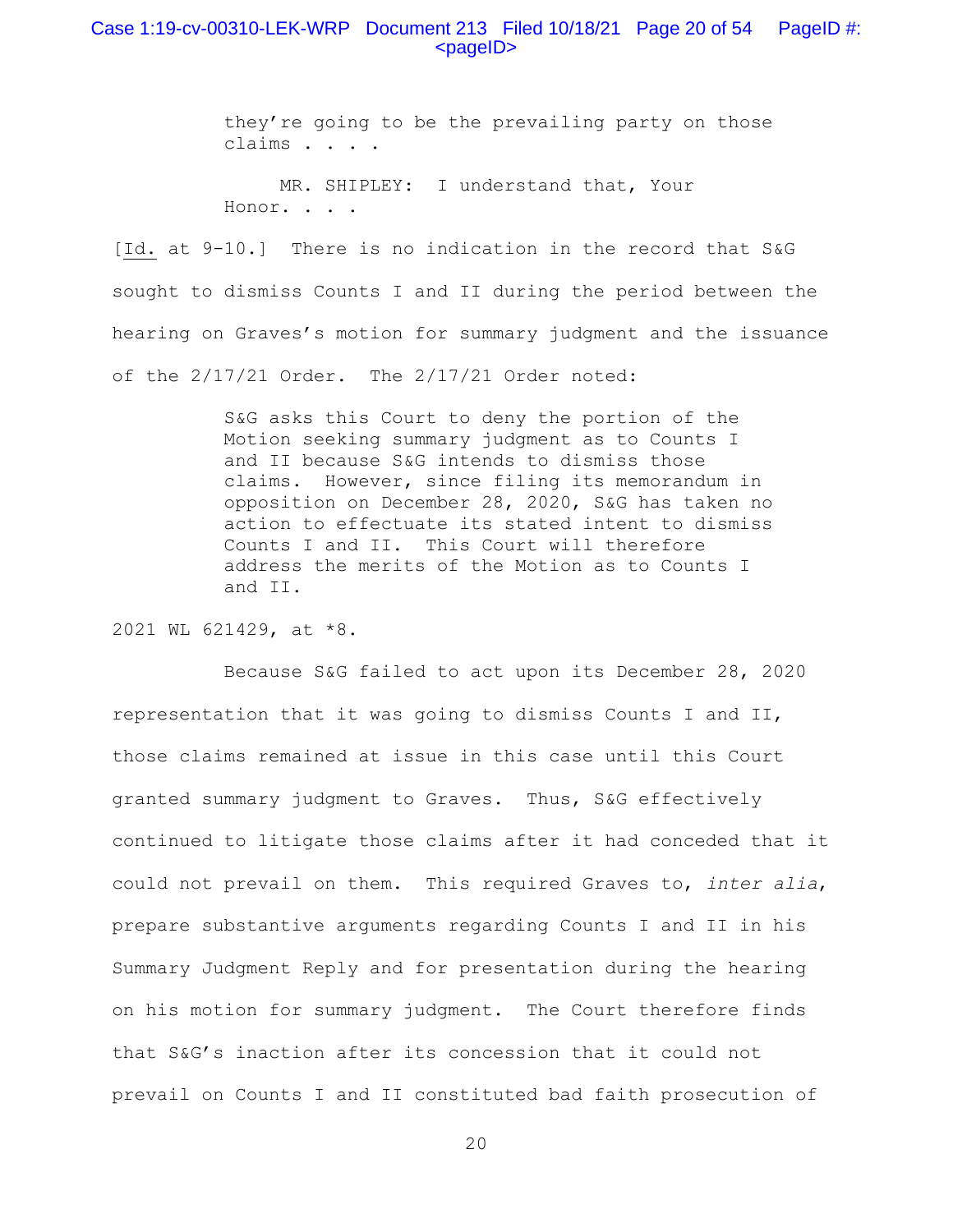> they're going to be the prevailing party on those claims . . . .
>
> MR. SHIPLEY: I understand that, Your Honor. . . .

[Id. at 9-10.] There is no indication in the record that S&G sought to dismiss Counts I and II during the period between the hearing on Graves's motion for summary judgment and the issuance of the 2/17/21 Order. The 2/17/21 Order noted:

> S&G asks this Court to deny the portion of the Motion seeking summary judgment as to Counts I and II because S&G intends to dismiss those claims. However, since filing its memorandum in opposition on December 28, 2020, S&G has taken no action to effectuate its stated intent to dismiss Counts I and II. This Court will therefore address the merits of the Motion as to Counts I and II.

2021 WL 621429, at *8.

Because S&G failed to act upon its December 28, 2020 representation that it was going to dismiss Counts I and II, those claims remained at issue in this case until this Court granted summary judgment to Graves. Thus, S&G effectively continued to litigate those claims after it had conceded that it could not prevail on them. This required Graves to, *inter alia*, prepare substantive arguments regarding Counts I and II in his Summary Judgment Reply and for presentation during the hearing on his motion for summary judgment. The Court therefore finds that S&G's inaction after its concession that it could not prevail on Counts I and II constituted bad faith prosecution of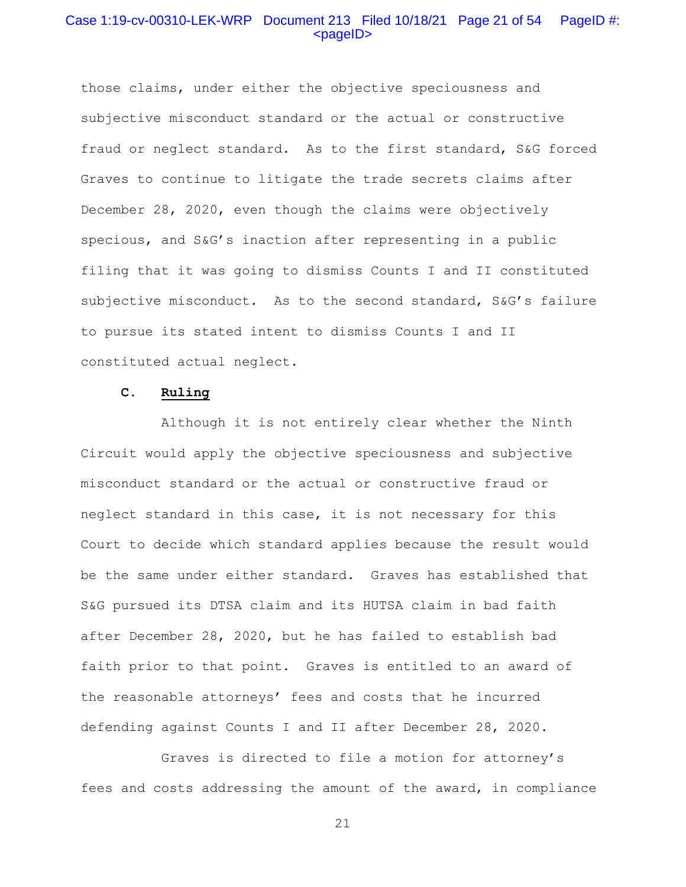those claims, under either the objective speciousness and subjective misconduct standard or the actual or constructive fraud or neglect standard. As to the first standard, S&G forced Graves to continue to litigate the trade secrets claims after December 28, 2020, even though the claims were objectively specious, and S&G's inaction after representing in a public filing that it was going to dismiss Counts I and II constituted subjective misconduct. As to the second standard, S&G's failure to pursue its stated intent to dismiss Counts I and II constituted actual neglect.

**C. Ruling**

Although it is not entirely clear whether the Ninth Circuit would apply the objective speciousness and subjective misconduct standard or the actual or constructive fraud or neglect standard in this case, it is not necessary for this Court to decide which standard applies because the result would be the same under either standard. Graves has established that S&G pursued its DTSA claim and its HUTSA claim in bad faith after December 28, 2020, but he has failed to establish bad faith prior to that point. Graves is entitled to an award of the reasonable attorneys' fees and costs that he incurred defending against Counts I and II after December 28, 2020.

Graves is directed to file a motion for attorney's fees and costs addressing the amount of the award, in compliance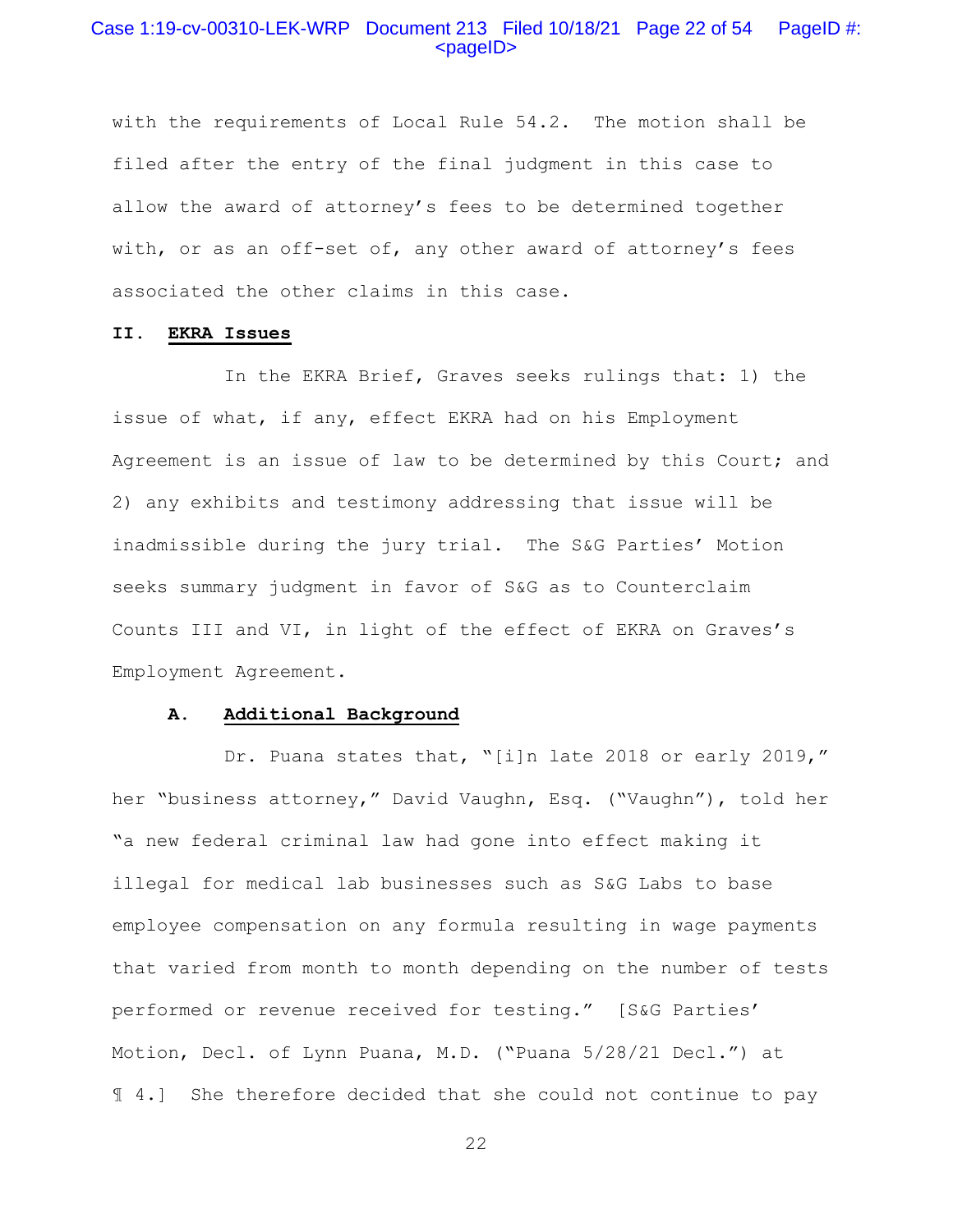with the requirements of Local Rule 54.2. The motion shall be filed after the entry of the final judgment in this case to allow the award of attorney's fees to be determined together with, or as an off-set of, any other award of attorney's fees associated the other claims in this case.

## II. EKRA Issues

In the EKRA Brief, Graves seeks rulings that: 1) the issue of what, if any, effect EKRA had on his Employment Agreement is an issue of law to be determined by this Court; and 2) any exhibits and testimony addressing that issue will be inadmissible during the jury trial. The S&G Parties' Motion seeks summary judgment in favor of S&G as to Counterclaim Counts III and VI, in light of the effect of EKRA on Graves's Employment Agreement.

### A. Additional Background

Dr. Puana states that, "[i]n late 2018 or early 2019," her "business attorney," David Vaughn, Esq. ("Vaughn"), told her "a new federal criminal law had gone into effect making it illegal for medical lab businesses such as S&G Labs to base employee compensation on any formula resulting in wage payments that varied from month to month depending on the number of tests performed or revenue received for testing." [S&G Parties' Motion, Decl. of Lynn Puana, M.D. ("Puana 5/28/21 Decl.") at ¶ 4.] She therefore decided that she could not continue to pay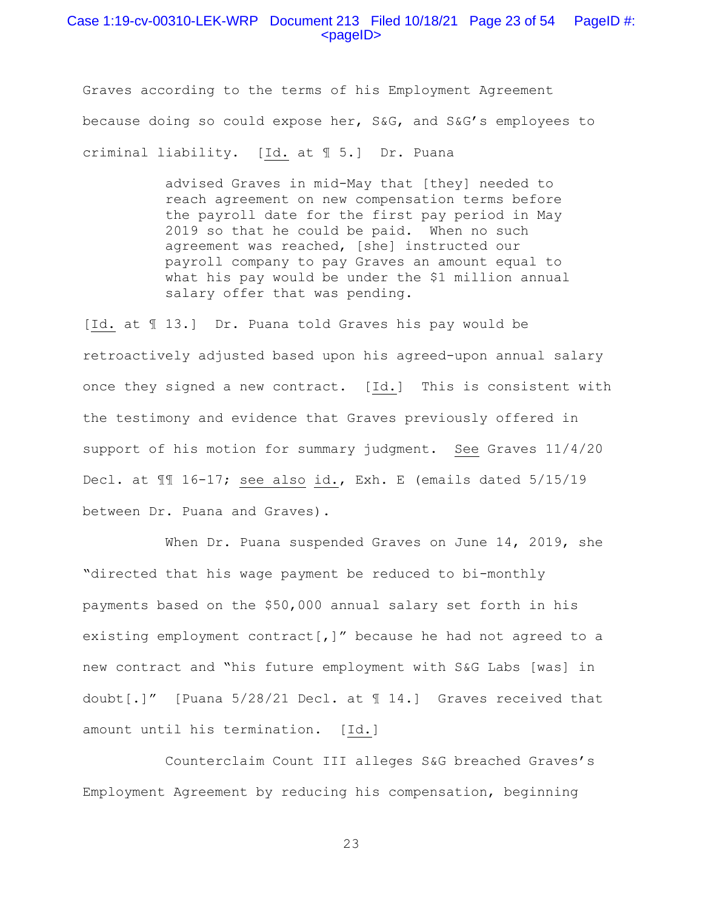Graves according to the terms of his Employment Agreement because doing so could expose her, S&G, and S&G's employees to criminal liability. [Id. at ¶ 5.] Dr. Puana

> advised Graves in mid-May that [they] needed to reach agreement on new compensation terms before the payroll date for the first pay period in May 2019 so that he could be paid. When no such agreement was reached, [she] instructed our payroll company to pay Graves an amount equal to what his pay would be under the $1 million annual salary offer that was pending.

[Id. at ¶ 13.] Dr. Puana told Graves his pay would be retroactively adjusted based upon his agreed-upon annual salary once they signed a new contract. [Id.] This is consistent with the testimony and evidence that Graves previously offered in support of his motion for summary judgment. See Graves 11/4/20 Decl. at ¶¶ 16-17; see also id., Exh. E (emails dated 5/15/19 between Dr. Puana and Graves).

When Dr. Puana suspended Graves on June 14, 2019, she "directed that his wage payment be reduced to bi-monthly payments based on the $50,000 annual salary set forth in his existing employment contract[,]" because he had not agreed to a new contract and "his future employment with S&G Labs [was] in doubt[.]" [Puana 5/28/21 Decl. at ¶ 14.] Graves received that amount until his termination. [Id.]

Counterclaim Count III alleges S&G breached Graves's Employment Agreement by reducing his compensation, beginning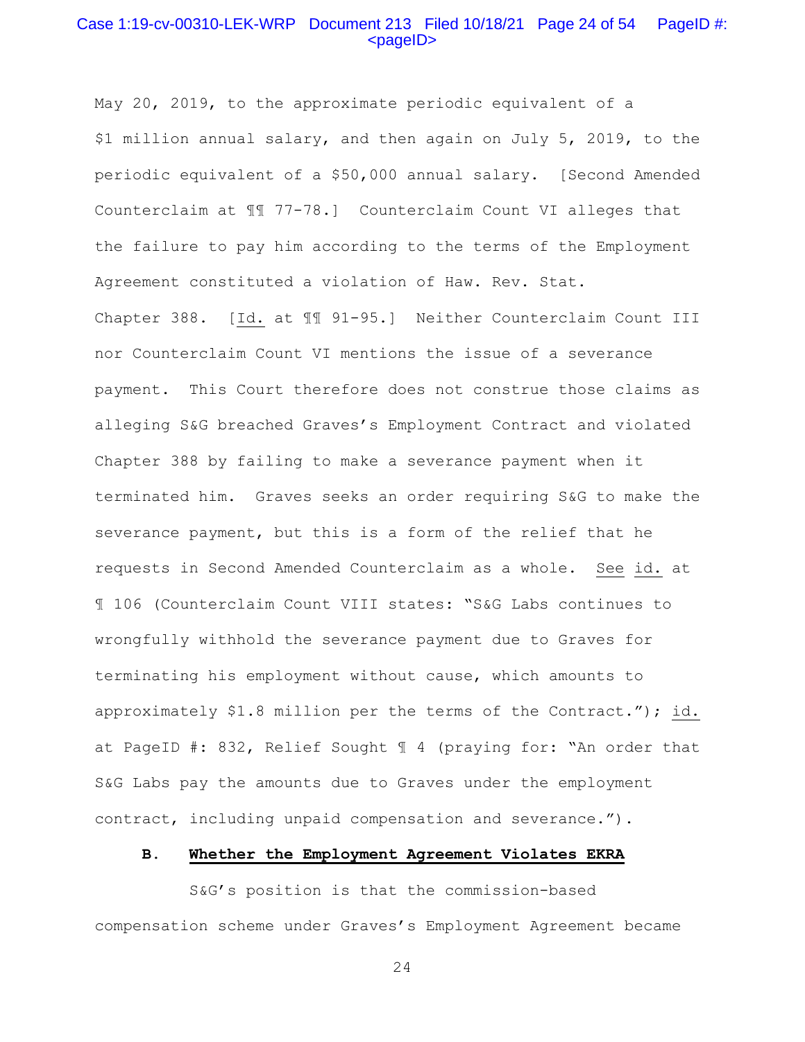May 20, 2019, to the approximate periodic equivalent of a $1 million annual salary, and then again on July 5, 2019, to the periodic equivalent of a $50,000 annual salary. [Second Amended Counterclaim at ¶¶ 77-78.] Counterclaim Count VI alleges that the failure to pay him according to the terms of the Employment Agreement constituted a violation of Haw. Rev. Stat. Chapter 388. [Id. at ¶¶ 91-95.] Neither Counterclaim Count III nor Counterclaim Count VI mentions the issue of a severance payment. This Court therefore does not construe those claims as alleging S&G breached Graves's Employment Contract and violated Chapter 388 by failing to make a severance payment when it terminated him. Graves seeks an order requiring S&G to make the severance payment, but this is a form of the relief that he requests in Second Amended Counterclaim as a whole. See id. at ¶ 106 (Counterclaim Count VIII states: "S&G Labs continues to wrongfully withhold the severance payment due to Graves for terminating his employment without cause, which amounts to approximately $1.8 million per the terms of the Contract."); id. at PageID #: 832, Relief Sought ¶ 4 (praying for: "An order that S&G Labs pay the amounts due to Graves under the employment contract, including unpaid compensation and severance.").

### B. **Whether the Employment Agreement Violates EKRA**

S&G's position is that the commission-based compensation scheme under Graves's Employment Agreement became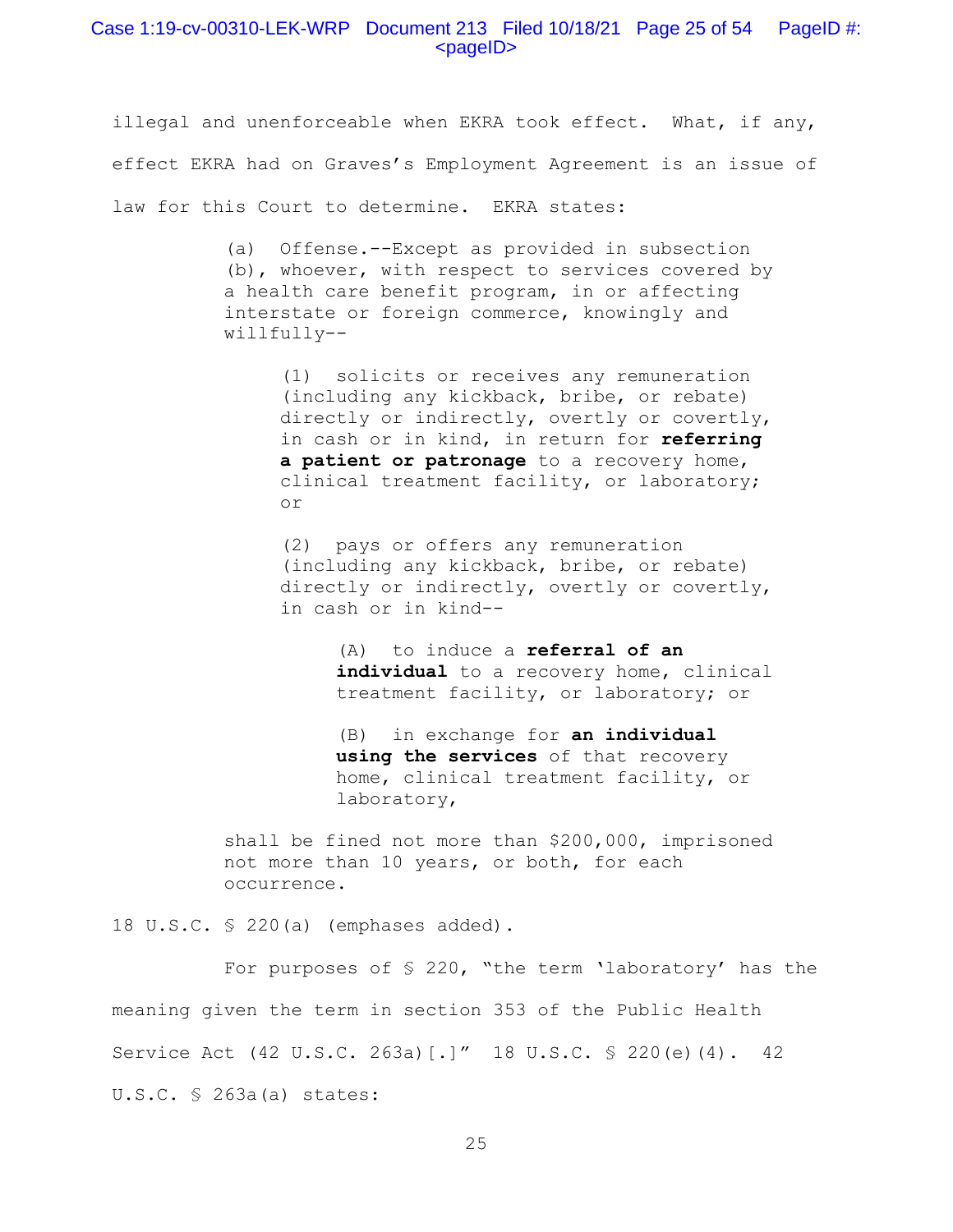illegal and unenforceable when EKRA took effect. What, if any, effect EKRA had on Graves's Employment Agreement is an issue of law for this Court to determine. EKRA states:

> (a) Offense.--Except as provided in subsection (b), whoever, with respect to services covered by a health care benefit program, in or affecting interstate or foreign commerce, knowingly and willfully--
>
> > (1) solicits or receives any remuneration (including any kickback, bribe, or rebate) directly or indirectly, overtly or covertly, in cash or in kind, in return for **referring a patient or patronage** to a recovery home, clinical treatment facility, or laboratory; or
> >
> > (2) pays or offers any remuneration (including any kickback, bribe, or rebate) directly or indirectly, overtly or covertly, in cash or in kind--
> >
> > > (A) to induce a **referral of an individual** to a recovery home, clinical treatment facility, or laboratory; or
> > >
> > > (B) in exchange for **an individual using the services** of that recovery home, clinical treatment facility, or laboratory,
>
> shall be fined not more than $200,000, imprisoned not more than 10 years, or both, for each occurrence.

18 U.S.C. § 220(a) (emphases added).

For purposes of § 220, "the term 'laboratory' has the meaning given the term in section 353 of the Public Health Service Act (42 U.S.C. 263a)[.]" 18 U.S.C. § 220(e)(4). 42 U.S.C. § 263a(a) states: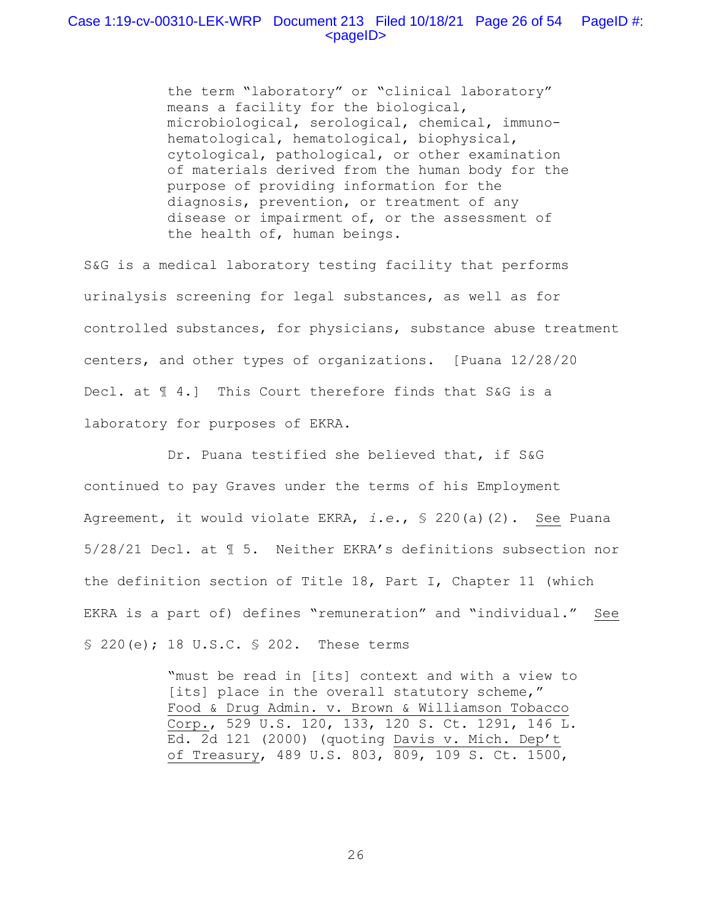> the term "laboratory" or "clinical laboratory" means a facility for the biological, microbiological, serological, chemical, immuno-hematological, hematological, biophysical, cytological, pathological, or other examination of materials derived from the human body for the purpose of providing information for the diagnosis, prevention, or treatment of any disease or impairment of, or the assessment of the health of, human beings.

S&G is a medical laboratory testing facility that performs urinalysis screening for legal substances, as well as for controlled substances, for physicians, substance abuse treatment centers, and other types of organizations. [Puana 12/28/20 Decl. at ¶ 4.] This Court therefore finds that S&G is a laboratory for purposes of EKRA.

Dr. Puana testified she believed that, if S&G continued to pay Graves under the terms of his Employment Agreement, it would violate EKRA, *i.e.*, § 220(a)(2). See Puana 5/28/21 Decl. at ¶ 5. Neither EKRA's definitions subsection nor the definition section of Title 18, Part I, Chapter 11 (which EKRA is a part of) defines "remuneration" and "individual." See § 220(e); 18 U.S.C. § 202. These terms

> "must be read in [its] context and with a view to [its] place in the overall statutory scheme," Food & Drug Admin. v. Brown & Williamson Tobacco Corp., 529 U.S. 120, 133, 120 S. Ct. 1291, 146 L. Ed. 2d 121 (2000) (quoting Davis v. Mich. Dep't of Treasury, 489 U.S. 803, 809, 109 S. Ct. 1500,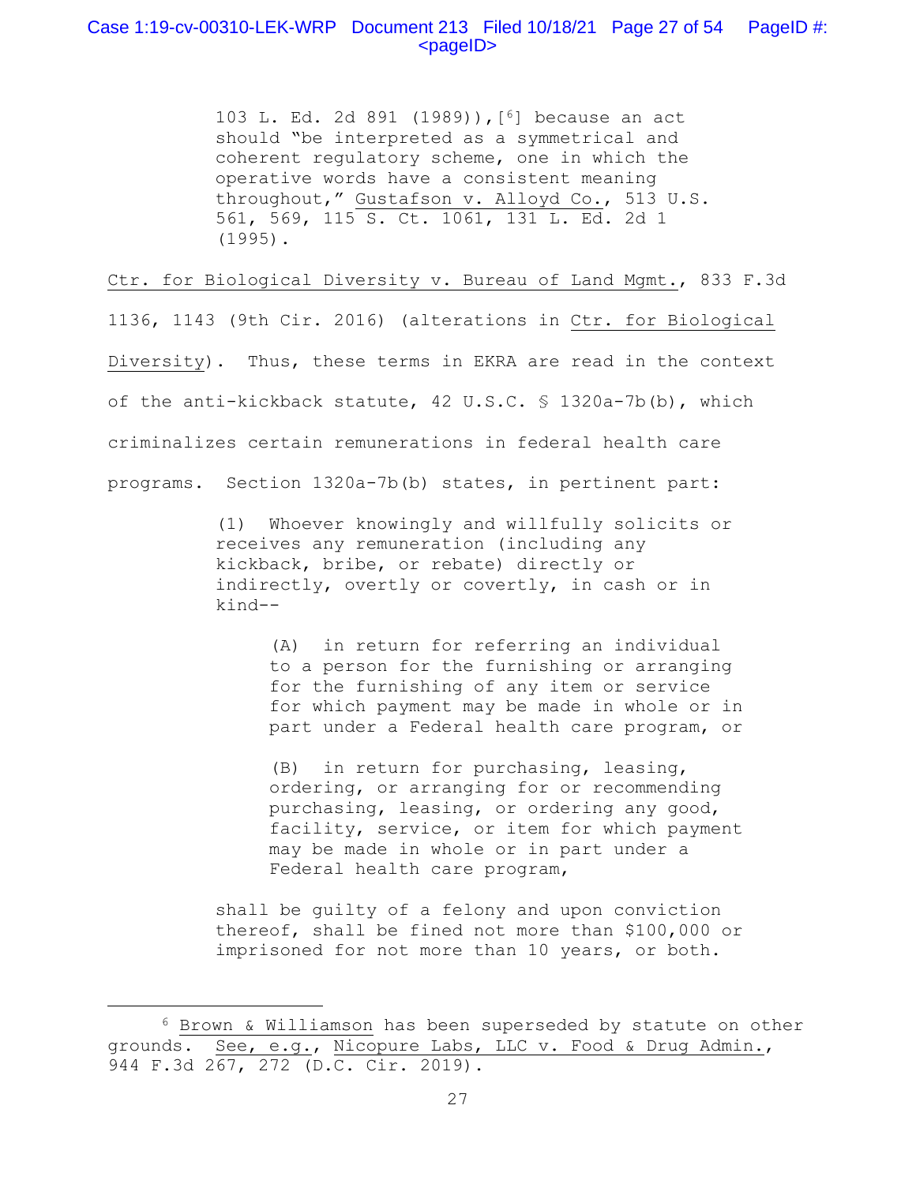> 103 L. Ed. 2d 891 (1989)),[6] because an act should "be interpreted as a symmetrical and coherent regulatory scheme, one in which the operative words have a consistent meaning throughout," Gustafson v. Alloyd Co., 513 U.S. 561, 569, 115 S. Ct. 1061, 131 L. Ed. 2d 1 (1995).

Ctr. for Biological Diversity v. Bureau of Land Mgmt., 833 F.3d 1136, 1143 (9th Cir. 2016) (alterations in Ctr. for Biological Diversity). Thus, these terms in EKRA are read in the context of the anti-kickback statute, 42 U.S.C. § 1320a-7b(b), which criminalizes certain remunerations in federal health care programs. Section 1320a-7b(b) states, in pertinent part:

> (1) Whoever knowingly and willfully solicits or receives any remuneration (including any kickback, bribe, or rebate) directly or indirectly, overtly or covertly, in cash or in kind--
>
> > (A) in return for referring an individual to a person for the furnishing or arranging for the furnishing of any item or service for which payment may be made in whole or in part under a Federal health care program, or
> >
> > (B) in return for purchasing, leasing, ordering, or arranging for or recommending purchasing, leasing, or ordering any good, facility, service, or item for which payment may be made in whole or in part under a Federal health care program,
>
> shall be guilty of a felony and upon conviction thereof, shall be fined not more than $100,000 or imprisoned for not more than 10 years, or both.

---

[6] Brown & Williamson has been superseded by statute on other grounds. See, e.g., Nicopure Labs, LLC v. Food & Drug Admin., 944 F.3d 267, 272 (D.C. Cir. 2019).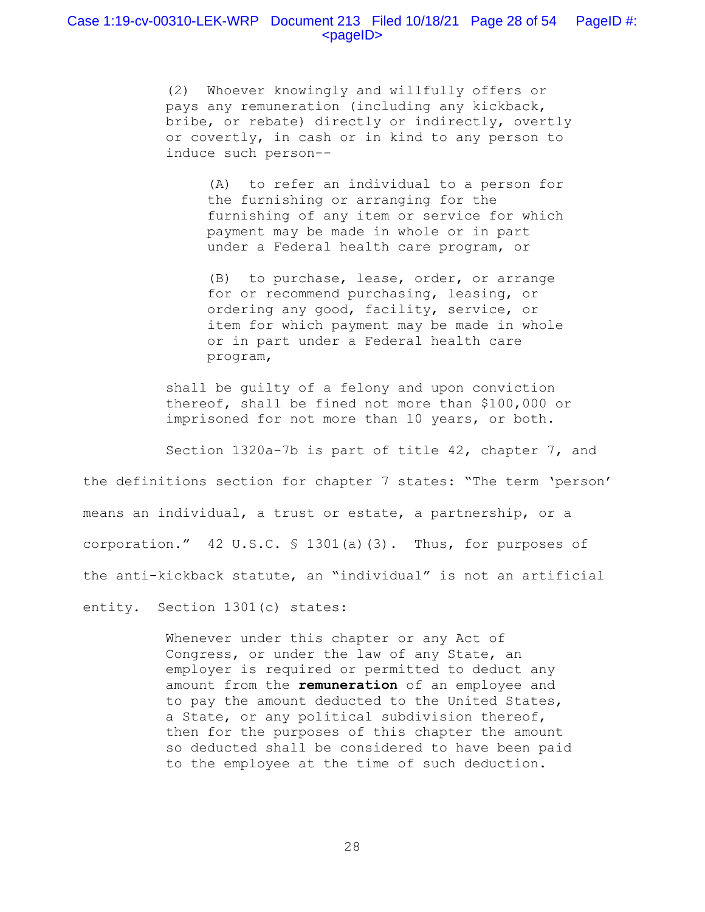> (2) Whoever knowingly and willfully offers or pays any remuneration (including any kickback, bribe, or rebate) directly or indirectly, overtly or covertly, in cash or in kind to any person to induce such person--
>
> > (A) to refer an individual to a person for the furnishing or arranging for the furnishing of any item or service for which payment may be made in whole or in part under a Federal health care program, or
> >
> > (B) to purchase, lease, order, or arrange for or recommend purchasing, leasing, or ordering any good, facility, service, or item for which payment may be made in whole or in part under a Federal health care program,
>
> shall be guilty of a felony and upon conviction thereof, shall be fined not more than $100,000 or imprisoned for not more than 10 years, or both.

Section 1320a-7b is part of title 42, chapter 7, and the definitions section for chapter 7 states: "The term 'person' means an individual, a trust or estate, a partnership, or a corporation." 42 U.S.C. § 1301(a)(3). Thus, for purposes of the anti-kickback statute, an "individual" is not an artificial entity. Section 1301(c) states:

> Whenever under this chapter or any Act of Congress, or under the law of any State, an employer is required or permitted to deduct any amount from the **remuneration** of an employee and to pay the amount deducted to the United States, a State, or any political subdivision thereof, then for the purposes of this chapter the amount so deducted shall be considered to have been paid to the employee at the time of such deduction.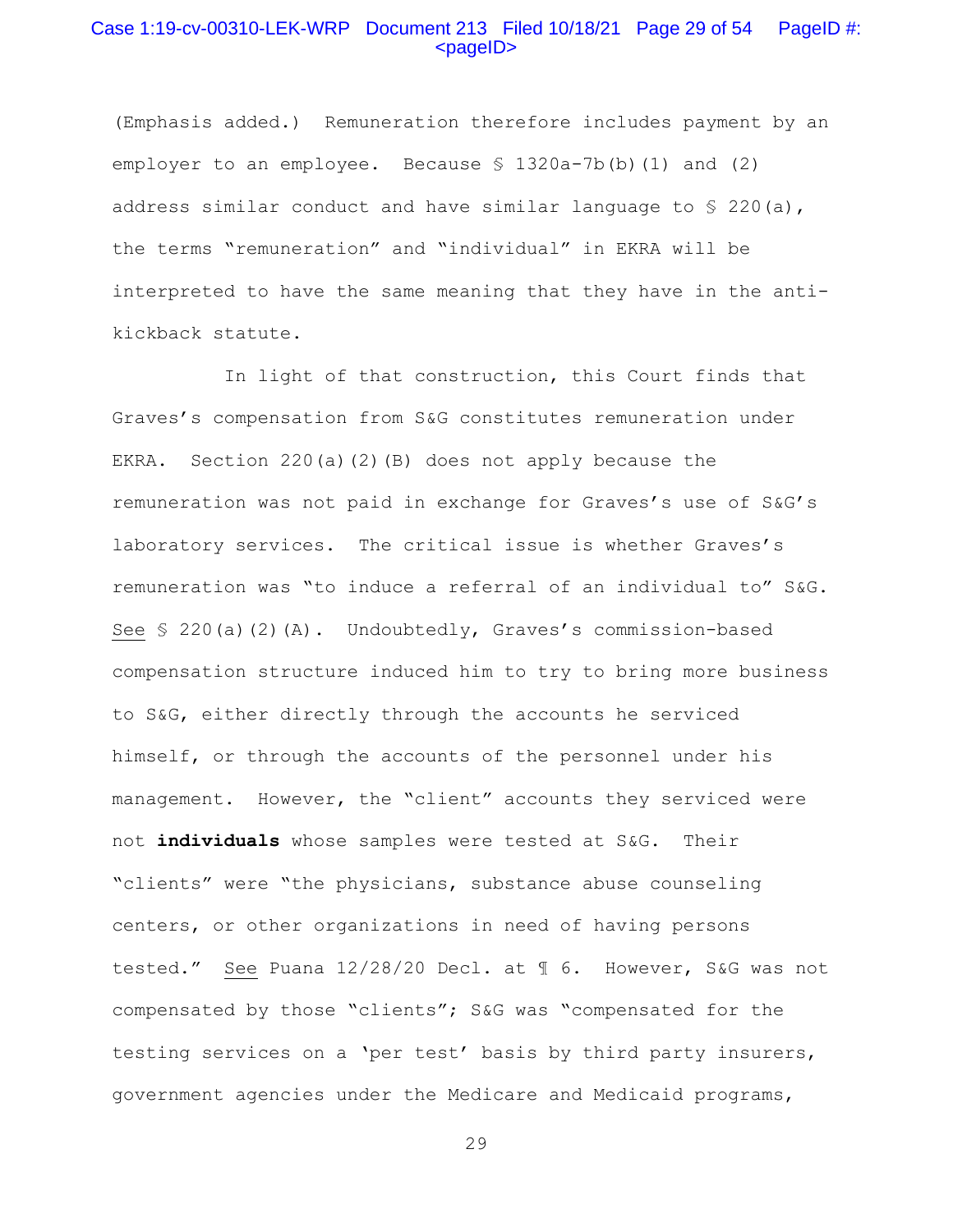(Emphasis added.) Remuneration therefore includes payment by an employer to an employee. Because § 1320a-7b(b)(1) and (2) address similar conduct and have similar language to § 220(a), the terms "remuneration" and "individual" in EKRA will be interpreted to have the same meaning that they have in the anti-kickback statute.

In light of that construction, this Court finds that Graves's compensation from S&G constitutes remuneration under EKRA. Section 220(a)(2)(B) does not apply because the remuneration was not paid in exchange for Graves's use of S&G's laboratory services. The critical issue is whether Graves's remuneration was "to induce a referral of an individual to" S&G. See § 220(a)(2)(A). Undoubtedly, Graves's commission-based compensation structure induced him to try to bring more business to S&G, either directly through the accounts he serviced himself, or through the accounts of the personnel under his management. However, the "client" accounts they serviced were not **individuals** whose samples were tested at S&G. Their "clients" were "the physicians, substance abuse counseling centers, or other organizations in need of having persons tested." See Puana 12/28/20 Decl. at ¶ 6. However, S&G was not compensated by those "clients"; S&G was "compensated for the testing services on a 'per test' basis by third party insurers, government agencies under the Medicare and Medicaid programs,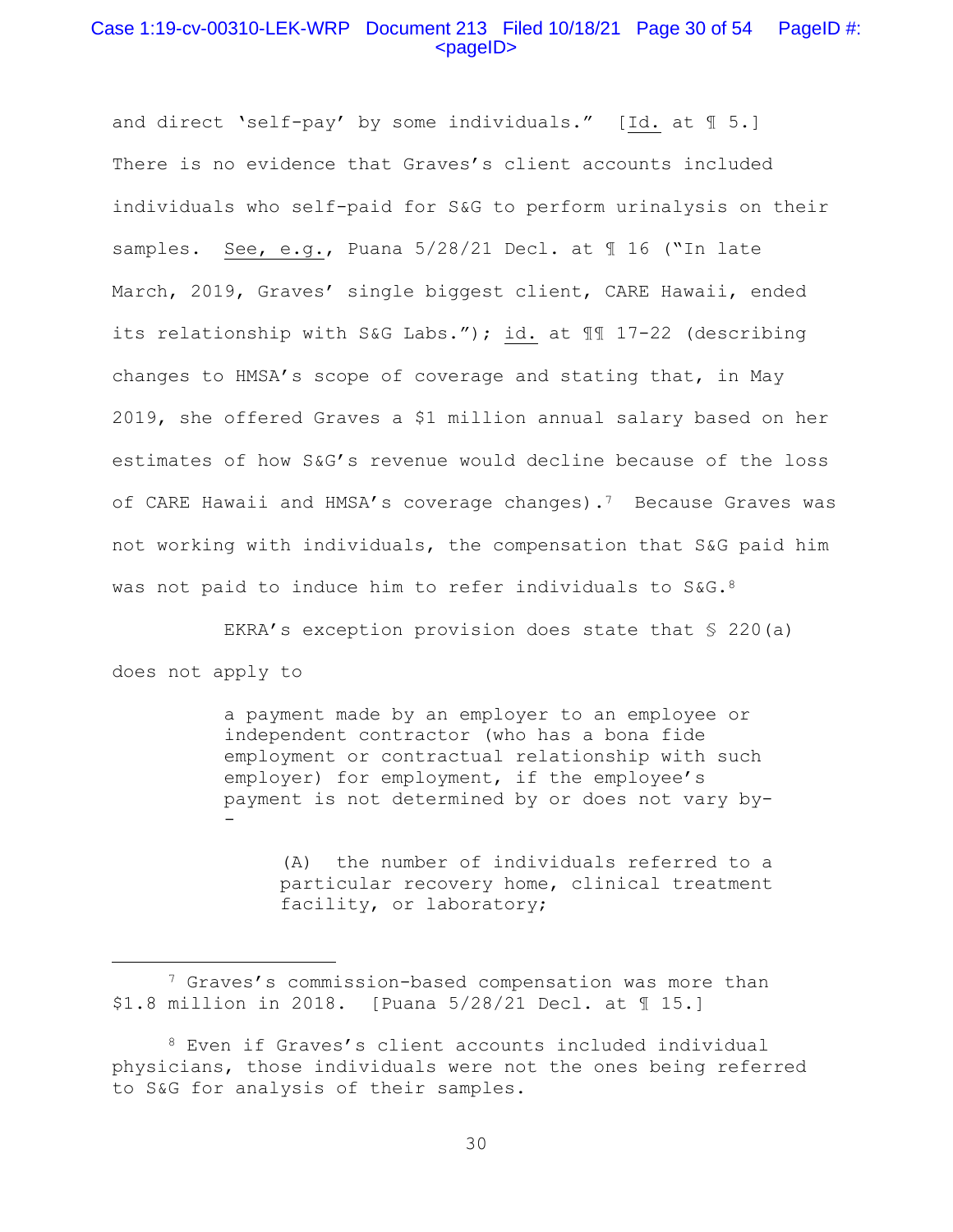and direct 'self-pay' by some individuals." [Id. at ¶ 5.] There is no evidence that Graves's client accounts included individuals who self-paid for S&G to perform urinalysis on their samples. See, e.g., Puana 5/28/21 Decl. at ¶ 16 ("In late March, 2019, Graves' single biggest client, CARE Hawaii, ended its relationship with S&G Labs."); id. at ¶¶ 17-22 (describing changes to HMSA's scope of coverage and stating that, in May 2019, she offered Graves a $1 million annual salary based on her estimates of how S&G's revenue would decline because of the loss of CARE Hawaii and HMSA's coverage changes).[7] Because Graves was not working with individuals, the compensation that S&G paid him was not paid to induce him to refer individuals to S&G.[8]

EKRA's exception provision does state that § 220(a) does not apply to

> a payment made by an employer to an employee or independent contractor (who has a bona fide employment or contractual relationship with such employer) for employment, if the employee's payment is not determined by or does not vary by--
>
> > (A) the number of individuals referred to a particular recovery home, clinical treatment facility, or laboratory;

---

[7] Graves's commission-based compensation was more than $1.8 million in 2018. [Puana 5/28/21 Decl. at ¶ 15.]

[8] Even if Graves's client accounts included individual physicians, those individuals were not the ones being referred to S&G for analysis of their samples.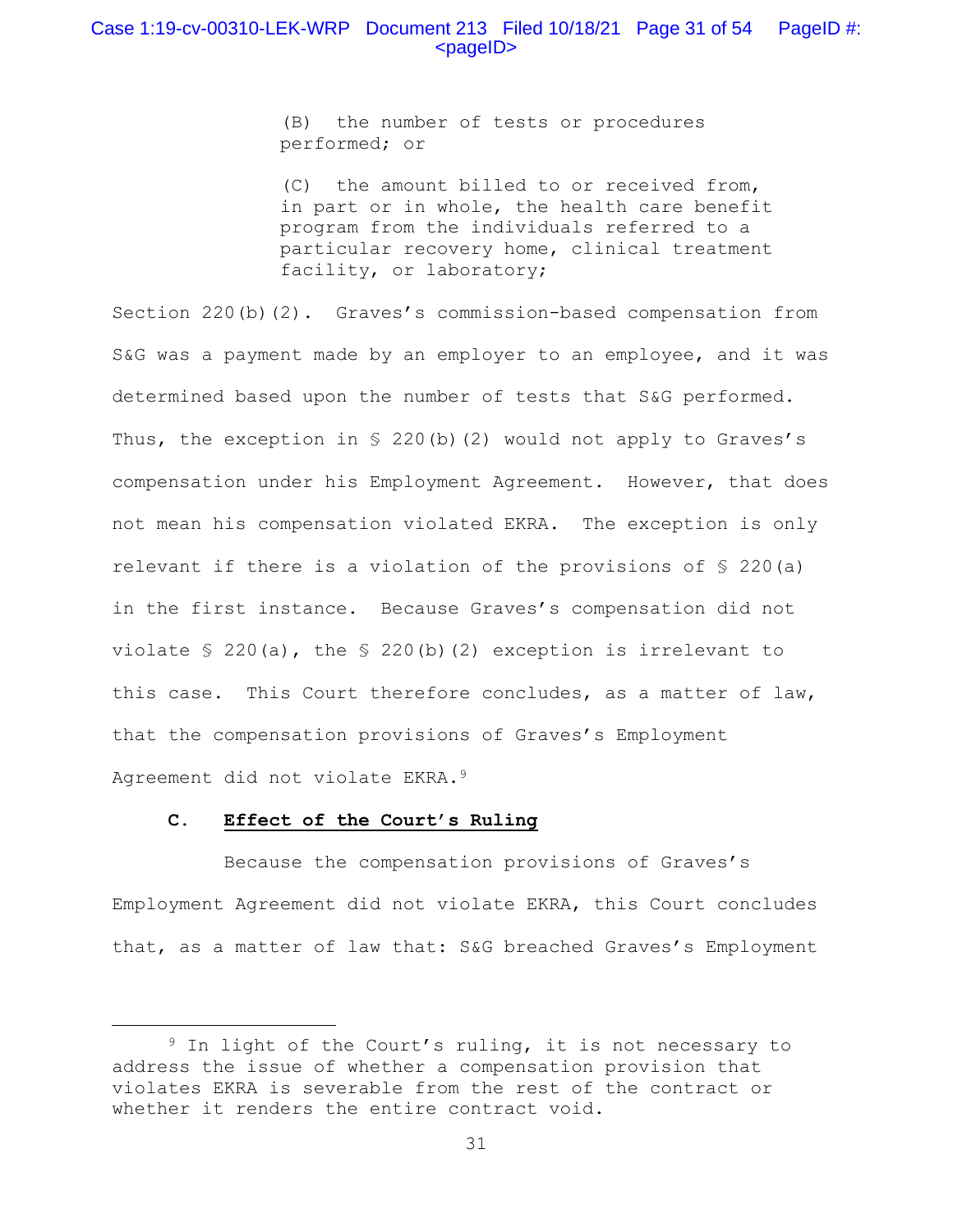(B) the number of tests or procedures performed; or

(C) the amount billed to or received from, in part or in whole, the health care benefit program from the individuals referred to a particular recovery home, clinical treatment facility, or laboratory;

Section 220(b)(2). Graves's commission-based compensation from S&G was a payment made by an employer to an employee, and it was determined based upon the number of tests that S&G performed. Thus, the exception in § 220(b)(2) would not apply to Graves's compensation under his Employment Agreement. However, that does not mean his compensation violated EKRA. The exception is only relevant if there is a violation of the provisions of § 220(a) in the first instance. Because Graves's compensation did not violate § 220(a), the § 220(b)(2) exception is irrelevant to this case. This Court therefore concludes, as a matter of law, that the compensation provisions of Graves's Employment Agreement did not violate EKRA.[9]

**C. Effect of the Court's Ruling**

Because the compensation provisions of Graves's Employment Agreement did not violate EKRA, this Court concludes that, as a matter of law that: S&G breached Graves's Employment

[9] In light of the Court's ruling, it is not necessary to address the issue of whether a compensation provision that violates EKRA is severable from the rest of the contract or whether it renders the entire contract void.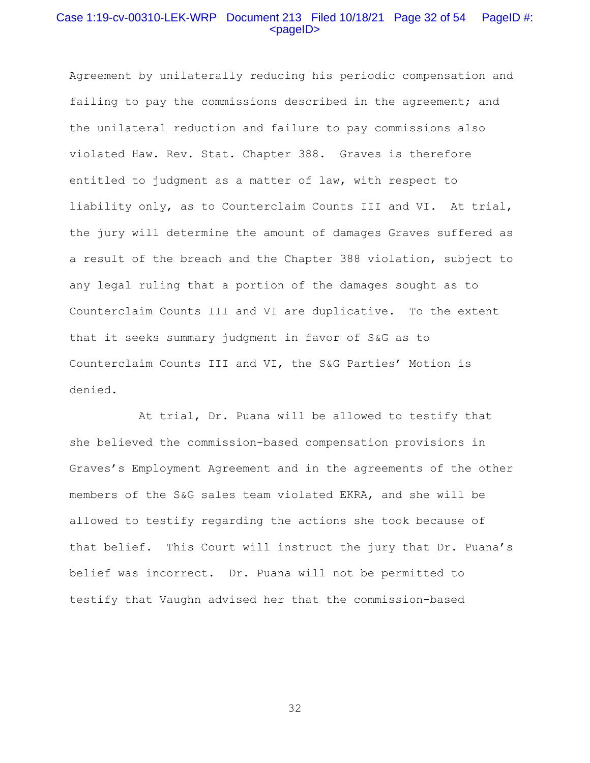Agreement by unilaterally reducing his periodic compensation and failing to pay the commissions described in the agreement; and the unilateral reduction and failure to pay commissions also violated Haw. Rev. Stat. Chapter 388. Graves is therefore entitled to judgment as a matter of law, with respect to liability only, as to Counterclaim Counts III and VI. At trial, the jury will determine the amount of damages Graves suffered as a result of the breach and the Chapter 388 violation, subject to any legal ruling that a portion of the damages sought as to Counterclaim Counts III and VI are duplicative. To the extent that it seeks summary judgment in favor of S&G as to Counterclaim Counts III and VI, the S&G Parties' Motion is denied.

At trial, Dr. Puana will be allowed to testify that she believed the commission-based compensation provisions in Graves's Employment Agreement and in the agreements of the other members of the S&G sales team violated EKRA, and she will be allowed to testify regarding the actions she took because of that belief. This Court will instruct the jury that Dr. Puana's belief was incorrect. Dr. Puana will not be permitted to testify that Vaughn advised her that the commission-based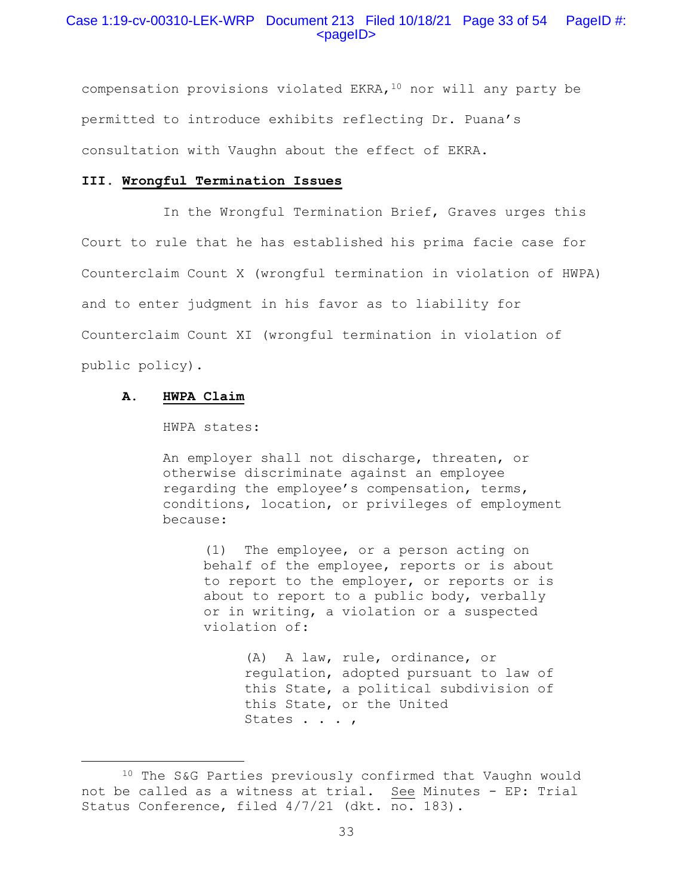compensation provisions violated EKRA,[10] nor will any party be permitted to introduce exhibits reflecting Dr. Puana's consultation with Vaughn about the effect of EKRA.

## III. Wrongful Termination Issues

In the Wrongful Termination Brief, Graves urges this Court to rule that he has established his prima facie case for Counterclaim Count X (wrongful termination in violation of HWPA) and to enter judgment in his favor as to liability for Counterclaim Count XI (wrongful termination in violation of public policy).

### A. HWPA Claim

HWPA states:

> An employer shall not discharge, threaten, or otherwise discriminate against an employee regarding the employee's compensation, terms, conditions, location, or privileges of employment because:
>
> > (1) The employee, or a person acting on behalf of the employee, reports or is about to report to the employer, or reports or is about to report to a public body, verbally or in writing, a violation or a suspected violation of:
> >
> > > (A) A law, rule, ordinance, or regulation, adopted pursuant to law of this State, a political subdivision of this State, or the United States . . . ,

---

[10] The S&G Parties previously confirmed that Vaughn would not be called as a witness at trial. See Minutes - EP: Trial Status Conference, filed 4/7/21 (dkt. no. 183).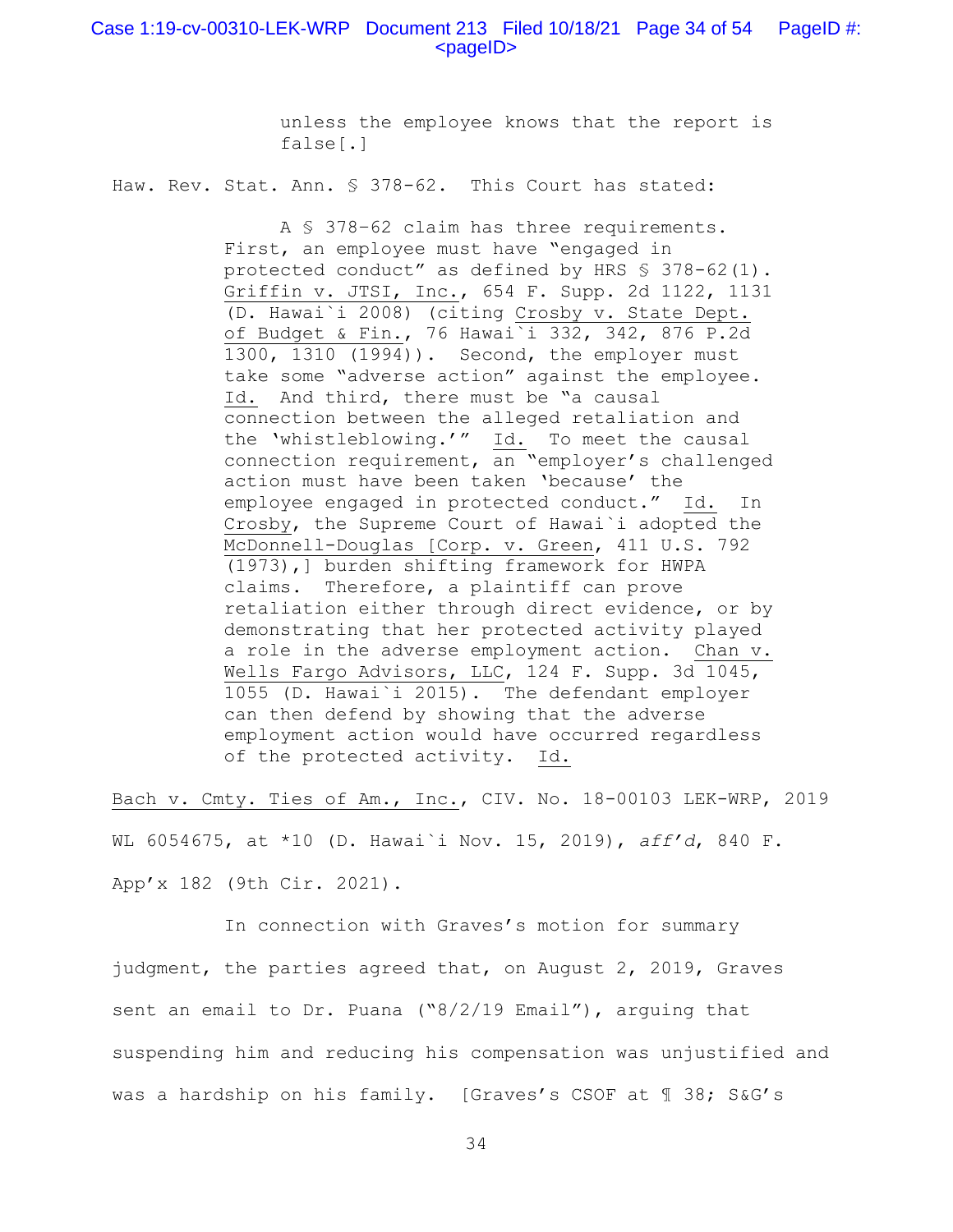> unless the employee knows that the report is false[.]

Haw. Rev. Stat. Ann. § 378-62. This Court has stated:

> A § 378-62 claim has three requirements. First, an employee must have "engaged in protected conduct" as defined by HRS § 378-62(1). Griffin v. JTSI, Inc., 654 F. Supp. 2d 1122, 1131 (D. Hawai`i 2008) (citing Crosby v. State Dept. of Budget & Fin., 76 Hawai`i 332, 342, 876 P.2d 1300, 1310 (1994)). Second, the employer must take some "adverse action" against the employee. Id. And third, there must be "a causal connection between the alleged retaliation and the 'whistleblowing.'" Id. To meet the causal connection requirement, an "employer's challenged action must have been taken 'because' the employee engaged in protected conduct." Id. In Crosby, the Supreme Court of Hawai`i adopted the McDonnell-Douglas [Corp. v. Green, 411 U.S. 792 (1973),] burden shifting framework for HWPA claims. Therefore, a plaintiff can prove retaliation either through direct evidence, or by demonstrating that her protected activity played a role in the adverse employment action. Chan v. Wells Fargo Advisors, LLC, 124 F. Supp. 3d 1045, 1055 (D. Hawai`i 2015). The defendant employer can then defend by showing that the adverse employment action would have occurred regardless of the protected activity. Id.

Bach v. Cmty. Ties of Am., Inc., CIV. No. 18-00103 LEK-WRP, 2019 WL 6054675, at *10 (D. Hawai`i Nov. 15, 2019), *aff'd*, 840 F. App'x 182 (9th Cir. 2021).

In connection with Graves's motion for summary judgment, the parties agreed that, on August 2, 2019, Graves sent an email to Dr. Puana ("8/2/19 Email"), arguing that suspending him and reducing his compensation was unjustified and was a hardship on his family. [Graves's CSOF at ¶ 38; S&G's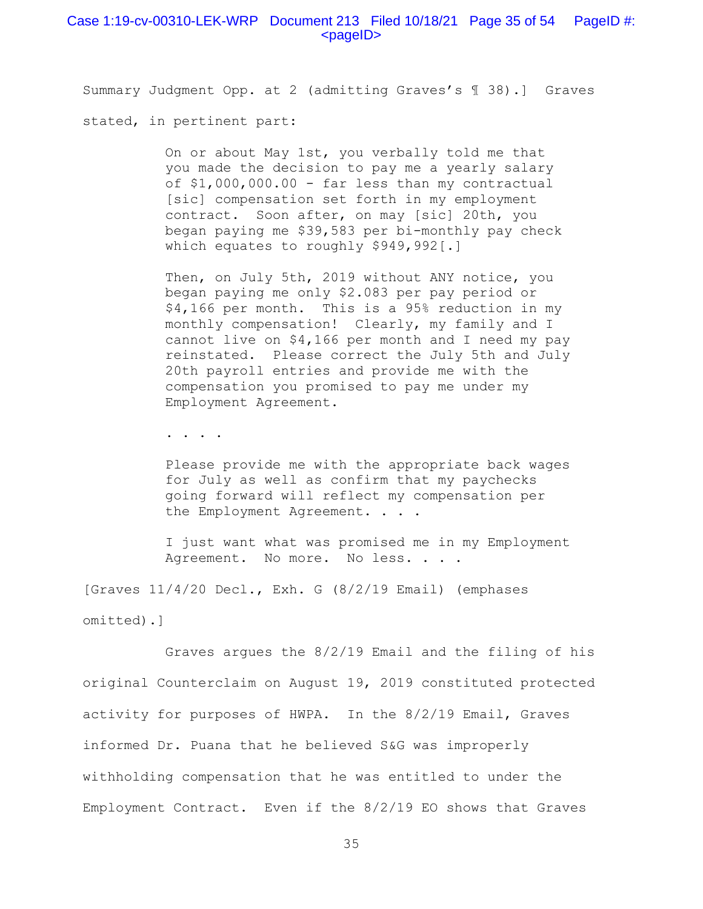Summary Judgment Opp. at 2 (admitting Graves's ¶ 38).] Graves stated, in pertinent part:

> On or about May 1st, you verbally told me that you made the decision to pay me a yearly salary of $1,000,000.00 - far less than my contractual [sic] compensation set forth in my employment contract. Soon after, on may [sic] 20th, you began paying me $39,583 per bi-monthly pay check which equates to roughly $949,992[.]
>
> Then, on July 5th, 2019 without ANY notice, you began paying me only $2.083 per pay period or $4,166 per month. This is a 95% reduction in my monthly compensation! Clearly, my family and I cannot live on $4,166 per month and I need my pay reinstated. Please correct the July 5th and July 20th payroll entries and provide me with the compensation you promised to pay me under my Employment Agreement.
>
> . . . .
>
> Please provide me with the appropriate back wages for July as well as confirm that my paychecks going forward will reflect my compensation per the Employment Agreement. . . .
>
> I just want what was promised me in my Employment Agreement. No more. No less. . . .

[Graves 11/4/20 Decl., Exh. G (8/2/19 Email) (emphases omitted).]

Graves argues the 8/2/19 Email and the filing of his original Counterclaim on August 19, 2019 constituted protected activity for purposes of HWPA. In the 8/2/19 Email, Graves informed Dr. Puana that he believed S&G was improperly withholding compensation that he was entitled to under the Employment Contract. Even if the 8/2/19 EO shows that Graves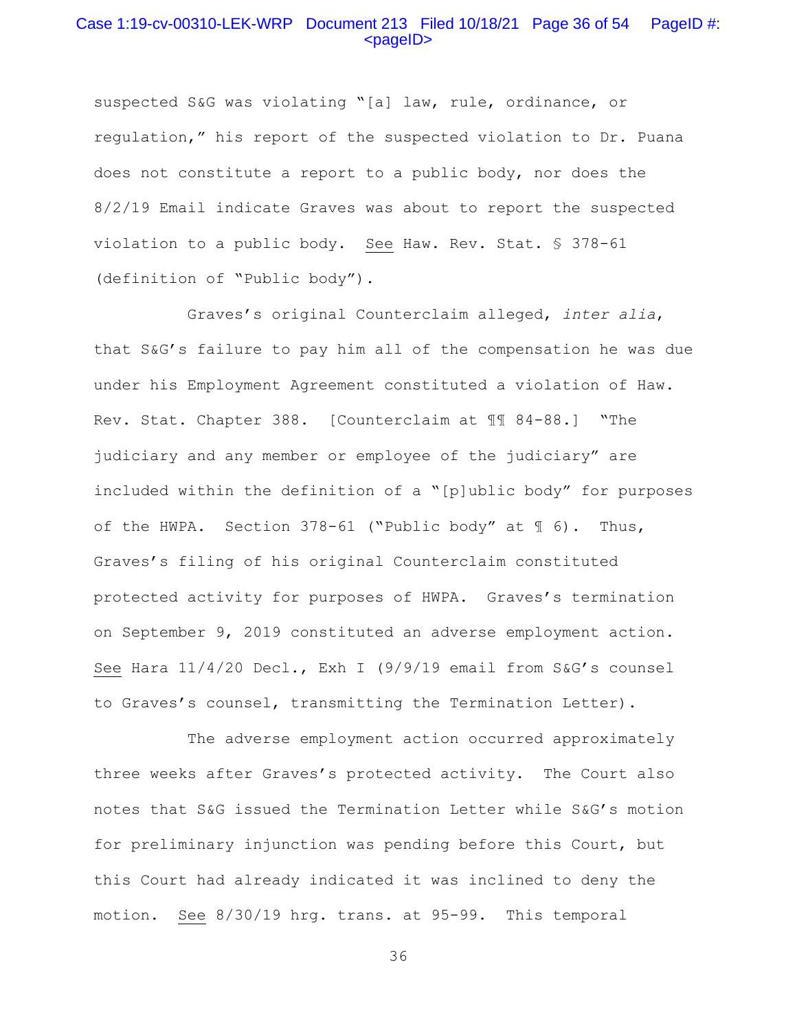suspected S&G was violating "[a] law, rule, ordinance, or regulation," his report of the suspected violation to Dr. Puana does not constitute a report to a public body, nor does the 8/2/19 Email indicate Graves was about to report the suspected violation to a public body. See Haw. Rev. Stat. § 378-61 (definition of "Public body").

Graves's original Counterclaim alleged, *inter alia*, that S&G's failure to pay him all of the compensation he was due under his Employment Agreement constituted a violation of Haw. Rev. Stat. Chapter 388. [Counterclaim at ¶¶ 84-88.] "The judiciary and any member or employee of the judiciary" are included within the definition of a "[p]ublic body" for purposes of the HWPA. Section 378-61 ("Public body" at ¶ 6). Thus, Graves's filing of his original Counterclaim constituted protected activity for purposes of HWPA. Graves's termination on September 9, 2019 constituted an adverse employment action. See Hara 11/4/20 Decl., Exh I (9/9/19 email from S&G's counsel to Graves's counsel, transmitting the Termination Letter).

The adverse employment action occurred approximately three weeks after Graves's protected activity. The Court also notes that S&G issued the Termination Letter while S&G's motion for preliminary injunction was pending before this Court, but this Court had already indicated it was inclined to deny the motion. See 8/30/19 hrg. trans. at 95-99. This temporal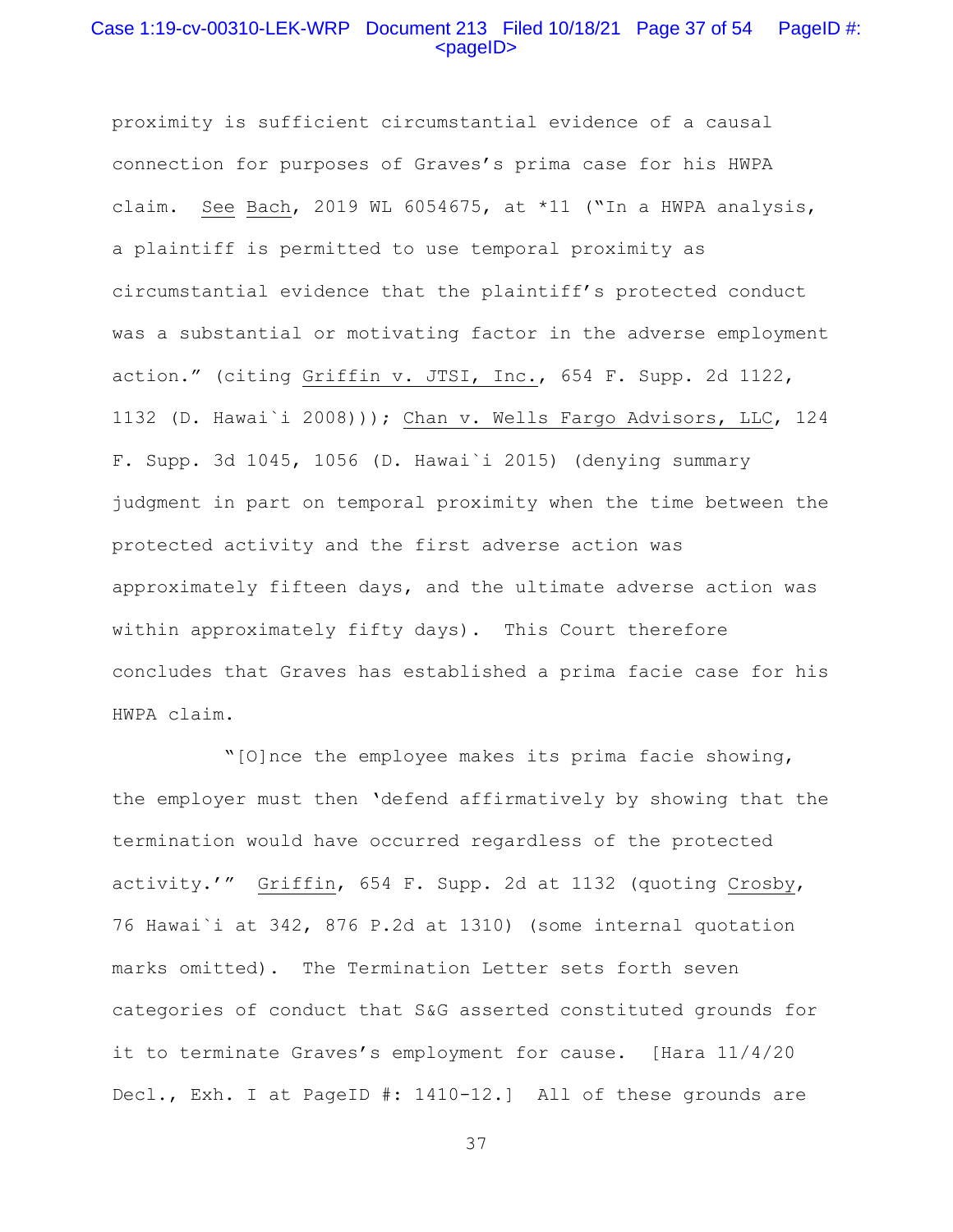proximity is sufficient circumstantial evidence of a causal connection for purposes of Graves's prima case for his HWPA claim. See Bach, 2019 WL 6054675, at *11 ("In a HWPA analysis, a plaintiff is permitted to use temporal proximity as circumstantial evidence that the plaintiff's protected conduct was a substantial or motivating factor in the adverse employment action." (citing Griffin v. JTSI, Inc., 654 F. Supp. 2d 1122, 1132 (D. Hawai`i 2008))); Chan v. Wells Fargo Advisors, LLC, 124 F. Supp. 3d 1045, 1056 (D. Hawai`i 2015) (denying summary judgment in part on temporal proximity when the time between the protected activity and the first adverse action was approximately fifteen days, and the ultimate adverse action was within approximately fifty days). This Court therefore concludes that Graves has established a prima facie case for his HWPA claim.

"[O]nce the employee makes its prima facie showing, the employer must then 'defend affirmatively by showing that the termination would have occurred regardless of the protected activity.'" Griffin, 654 F. Supp. 2d at 1132 (quoting Crosby, 76 Hawai`i at 342, 876 P.2d at 1310) (some internal quotation marks omitted). The Termination Letter sets forth seven categories of conduct that S&G asserted constituted grounds for it to terminate Graves's employment for cause. [Hara 11/4/20 Decl., Exh. I at PageID #: 1410-12.] All of these grounds are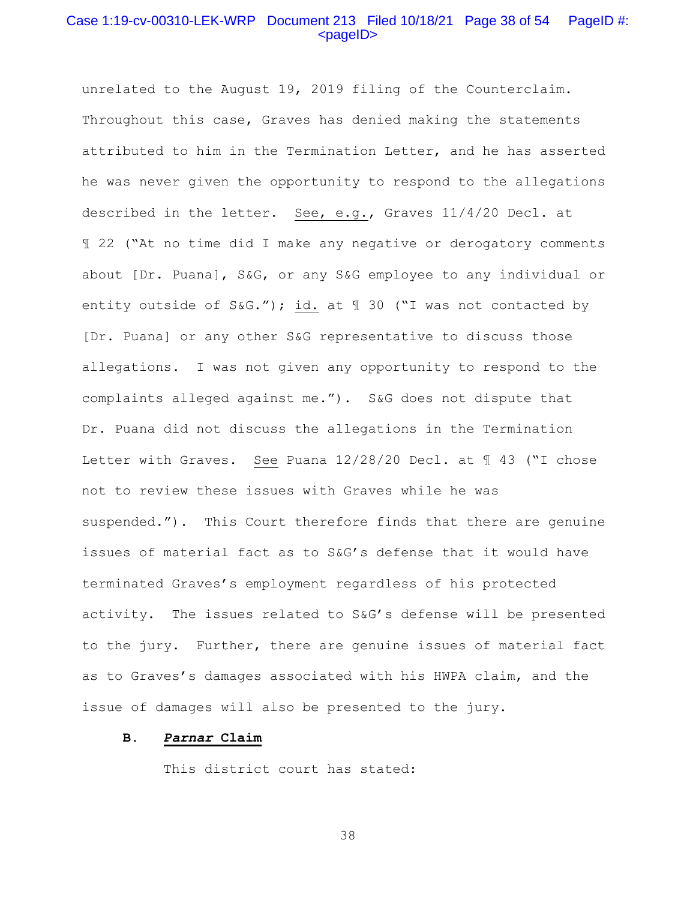unrelated to the August 19, 2019 filing of the Counterclaim. Throughout this case, Graves has denied making the statements attributed to him in the Termination Letter, and he has asserted he was never given the opportunity to respond to the allegations described in the letter. See, e.g., Graves 11/4/20 Decl. at ¶ 22 ("At no time did I make any negative or derogatory comments about [Dr. Puana], S&G, or any S&G employee to any individual or entity outside of S&G."); id. at ¶ 30 ("I was not contacted by [Dr. Puana] or any other S&G representative to discuss those allegations. I was not given any opportunity to respond to the complaints alleged against me."). S&G does not dispute that Dr. Puana did not discuss the allegations in the Termination Letter with Graves. See Puana 12/28/20 Decl. at ¶ 43 ("I chose not to review these issues with Graves while he was suspended."). This Court therefore finds that there are genuine issues of material fact as to S&G's defense that it would have terminated Graves's employment regardless of his protected activity. The issues related to S&G's defense will be presented to the jury. Further, there are genuine issues of material fact as to Graves's damages associated with his HWPA claim, and the issue of damages will also be presented to the jury.

### B. ***Parnar* Claim**

This district court has stated: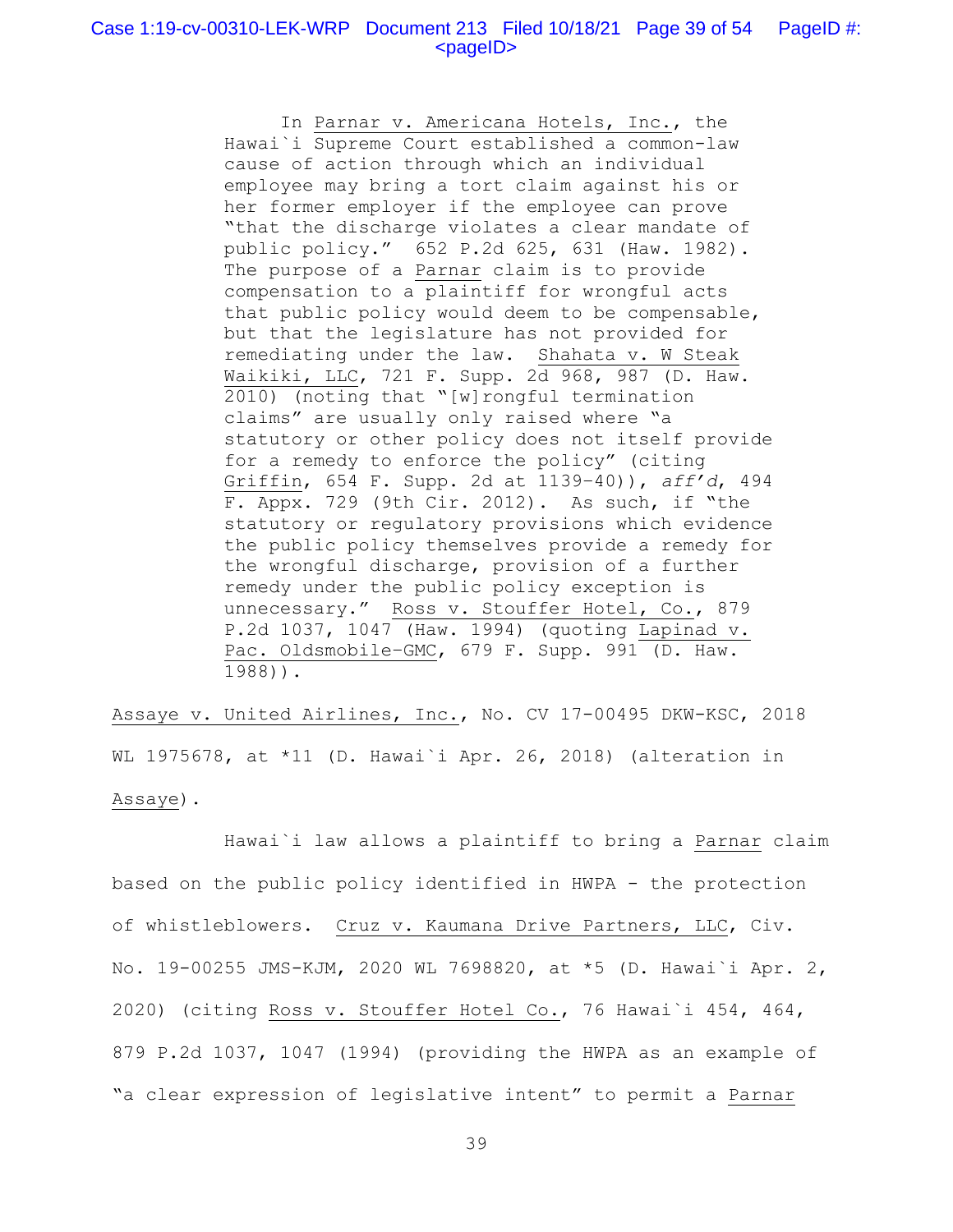> In Parnar v. Americana Hotels, Inc., the Hawai`i Supreme Court established a common-law cause of action through which an individual employee may bring a tort claim against his or her former employer if the employee can prove "that the discharge violates a clear mandate of public policy." 652 P.2d 625, 631 (Haw. 1982). The purpose of a Parnar claim is to provide compensation to a plaintiff for wrongful acts that public policy would deem to be compensable, but that the legislature has not provided for remediating under the law. Shahata v. W Steak Waikiki, LLC, 721 F. Supp. 2d 968, 987 (D. Haw. 2010) (noting that "[w]rongful termination claims" are usually only raised where "a statutory or other policy does not itself provide for a remedy to enforce the policy" (citing Griffin, 654 F. Supp. 2d at 1139–40)), *aff'd*, 494 F. Appx. 729 (9th Cir. 2012). As such, if "the statutory or regulatory provisions which evidence the public policy themselves provide a remedy for the wrongful discharge, provision of a further remedy under the public policy exception is unnecessary." Ross v. Stouffer Hotel, Co., 879 P.2d 1037, 1047 (Haw. 1994) (quoting Lapinad v. Pac. Oldsmobile-GMC, 679 F. Supp. 991 (D. Haw. 1988)).

Assaye v. United Airlines, Inc., No. CV 17-00495 DKW-KSC, 2018 WL 1975678, at *11 (D. Hawai`i Apr. 26, 2018) (alteration in Assaye).

Hawai`i law allows a plaintiff to bring a Parnar claim based on the public policy identified in HWPA - the protection of whistleblowers. Cruz v. Kaumana Drive Partners, LLC, Civ. No. 19-00255 JMS-KJM, 2020 WL 7698820, at *5 (D. Hawai`i Apr. 2, 2020) (citing Ross v. Stouffer Hotel Co., 76 Hawai`i 454, 464, 879 P.2d 1037, 1047 (1994) (providing the HWPA as an example of "a clear expression of legislative intent" to permit a Parnar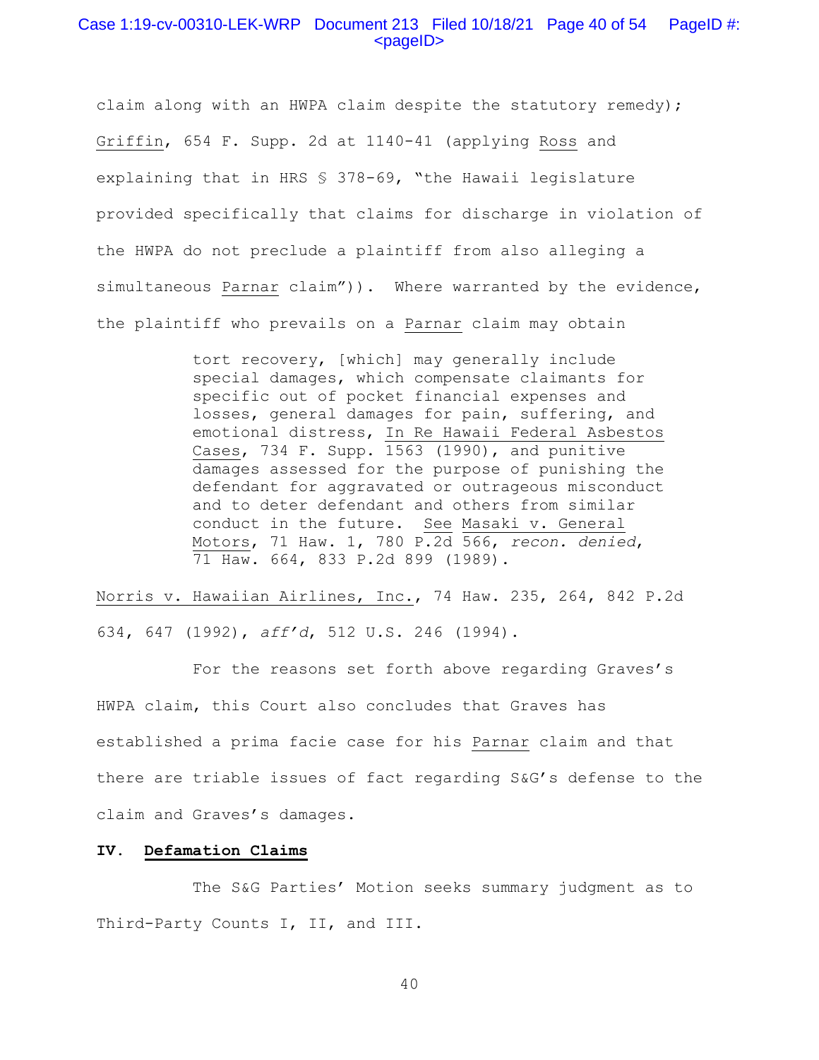claim along with an HWPA claim despite the statutory remedy); Griffin, 654 F. Supp. 2d at 1140-41 (applying Ross and explaining that in HRS § 378-69, "the Hawaii legislature provided specifically that claims for discharge in violation of the HWPA do not preclude a plaintiff from also alleging a simultaneous Parnar claim")). Where warranted by the evidence, the plaintiff who prevails on a Parnar claim may obtain

> tort recovery, [which] may generally include special damages, which compensate claimants for specific out of pocket financial expenses and losses, general damages for pain, suffering, and emotional distress, In Re Hawaii Federal Asbestos Cases, 734 F. Supp. 1563 (1990), and punitive damages assessed for the purpose of punishing the defendant for aggravated or outrageous misconduct and to deter defendant and others from similar conduct in the future. See Masaki v. General Motors, 71 Haw. 1, 780 P.2d 566, *recon. denied*, 71 Haw. 664, 833 P.2d 899 (1989).

Norris v. Hawaiian Airlines, Inc., 74 Haw. 235, 264, 842 P.2d 634, 647 (1992), *aff'd*, 512 U.S. 246 (1994).

For the reasons set forth above regarding Graves's HWPA claim, this Court also concludes that Graves has established a prima facie case for his Parnar claim and that there are triable issues of fact regarding S&G's defense to the claim and Graves's damages.

## IV. Defamation Claims

The S&G Parties' Motion seeks summary judgment as to Third-Party Counts I, II, and III.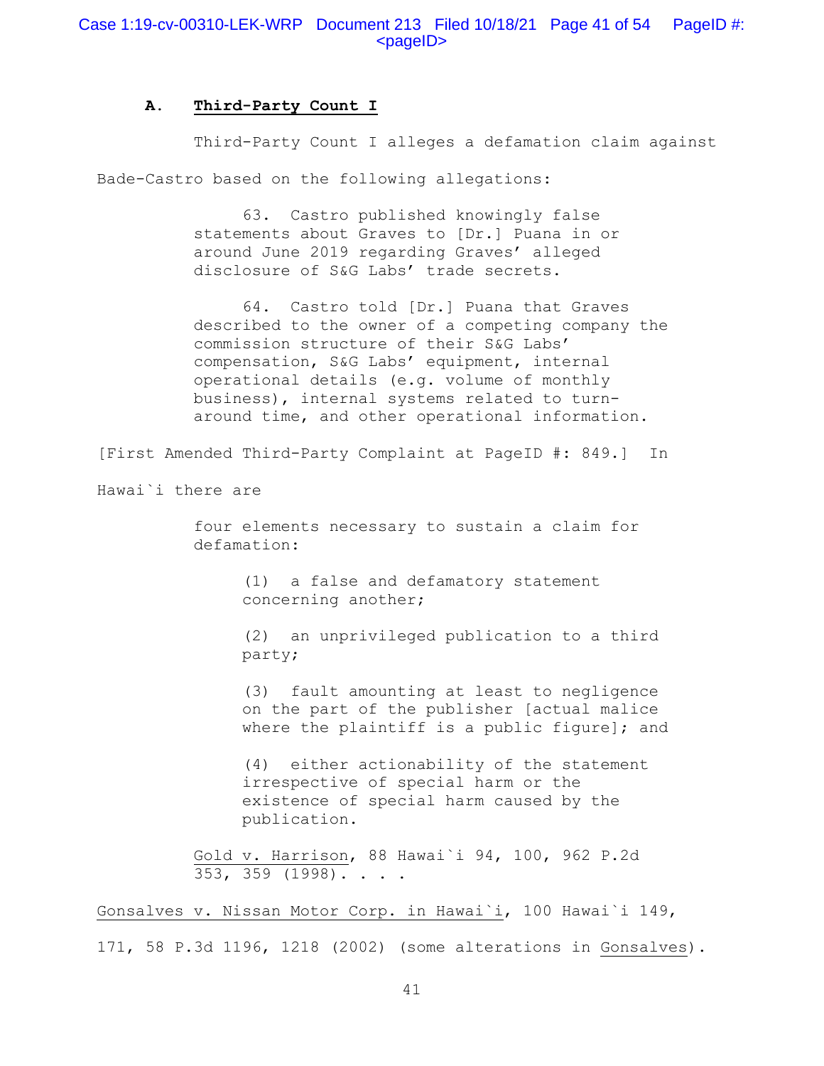### A. **Third-Party Count I**

Third-Party Count I alleges a defamation claim against Bade-Castro based on the following allegations:

> 63. Castro published knowingly false statements about Graves to [Dr.] Puana in or around June 2019 regarding Graves' alleged disclosure of S&G Labs' trade secrets.
>
> 64. Castro told [Dr.] Puana that Graves described to the owner of a competing company the commission structure of their S&G Labs' compensation, S&G Labs' equipment, internal operational details (e.g. volume of monthly business), internal systems related to turn-around time, and other operational information.

[First Amended Third-Party Complaint at PageID #: 849.] In Hawai`i there are

> four elements necessary to sustain a claim for defamation:
>
> > (1) a false and defamatory statement concerning another;
> >
> > (2) an unprivileged publication to a third party;
> >
> > (3) fault amounting at least to negligence on the part of the publisher [actual malice where the plaintiff is a public figure]; and
> >
> > (4) either actionability of the statement irrespective of special harm or the existence of special harm caused by the publication.
>
> Gold v. Harrison, 88 Hawai`i 94, 100, 962 P.2d 353, 359 (1998). . . .

Gonsalves v. Nissan Motor Corp. in Hawai`i, 100 Hawai`i 149, 171, 58 P.3d 1196, 1218 (2002) (some alterations in Gonsalves).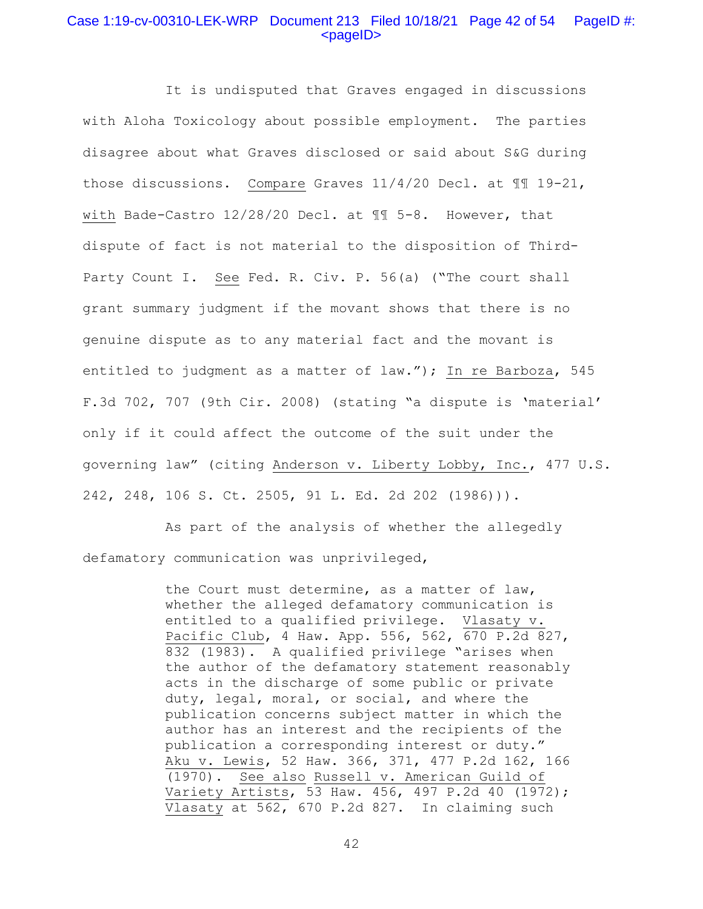It is undisputed that Graves engaged in discussions with Aloha Toxicology about possible employment. The parties disagree about what Graves disclosed or said about S&G during those discussions. Compare Graves 11/4/20 Decl. at ¶¶ 19-21, with Bade-Castro 12/28/20 Decl. at ¶¶ 5-8. However, that dispute of fact is not material to the disposition of Third-Party Count I. See Fed. R. Civ. P. 56(a) ("The court shall grant summary judgment if the movant shows that there is no genuine dispute as to any material fact and the movant is entitled to judgment as a matter of law."); In re Barboza, 545 F.3d 702, 707 (9th Cir. 2008) (stating "a dispute is 'material' only if it could affect the outcome of the suit under the governing law" (citing Anderson v. Liberty Lobby, Inc., 477 U.S. 242, 248, 106 S. Ct. 2505, 91 L. Ed. 2d 202 (1986))).

As part of the analysis of whether the allegedly defamatory communication was unprivileged,

> the Court must determine, as a matter of law, whether the alleged defamatory communication is entitled to a qualified privilege. Vlasaty v. Pacific Club, 4 Haw. App. 556, 562, 670 P.2d 827, 832 (1983). A qualified privilege "arises when the author of the defamatory statement reasonably acts in the discharge of some public or private duty, legal, moral, or social, and where the publication concerns subject matter in which the author has an interest and the recipients of the publication a corresponding interest or duty." Aku v. Lewis, 52 Haw. 366, 371, 477 P.2d 162, 166 (1970). See also Russell v. American Guild of Variety Artists, 53 Haw. 456, 497 P.2d 40 (1972); Vlasaty at 562, 670 P.2d 827. In claiming such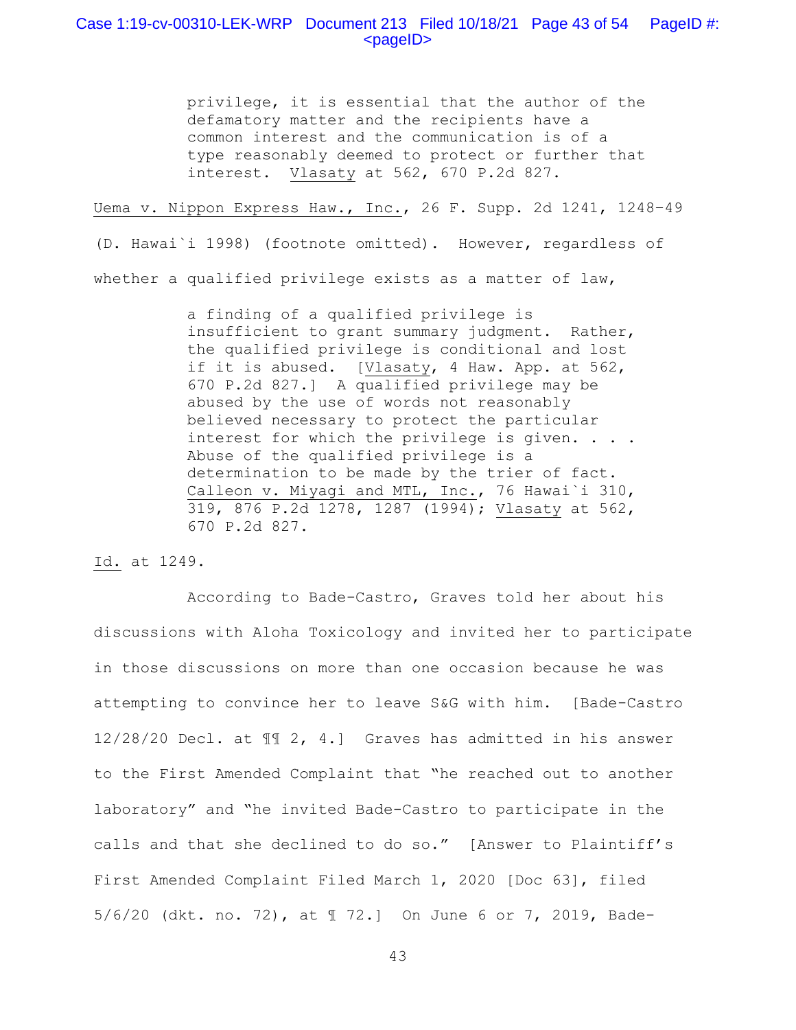> privilege, it is essential that the author of the defamatory matter and the recipients have a common interest and the communication is of a type reasonably deemed to protect or further that interest. Vlasaty at 562, 670 P.2d 827.

Uema v. Nippon Express Haw., Inc., 26 F. Supp. 2d 1241, 1248–49 (D. Hawai`i 1998) (footnote omitted). However, regardless of whether a qualified privilege exists as a matter of law,

> a finding of a qualified privilege is insufficient to grant summary judgment. Rather, the qualified privilege is conditional and lost if it is abused. [Vlasaty, 4 Haw. App. at 562, 670 P.2d 827.] A qualified privilege may be abused by the use of words not reasonably believed necessary to protect the particular interest for which the privilege is given. . . . Abuse of the qualified privilege is a determination to be made by the trier of fact. Calleon v. Miyagi and MTL, Inc., 76 Hawai`i 310, 319, 876 P.2d 1278, 1287 (1994); Vlasaty at 562, 670 P.2d 827.

Id. at 1249.

According to Bade-Castro, Graves told her about his discussions with Aloha Toxicology and invited her to participate in those discussions on more than one occasion because he was attempting to convince her to leave S&G with him. [Bade-Castro 12/28/20 Decl. at ¶¶ 2, 4.] Graves has admitted in his answer to the First Amended Complaint that "he reached out to another laboratory" and "he invited Bade-Castro to participate in the calls and that she declined to do so." [Answer to Plaintiff's First Amended Complaint Filed March 1, 2020 [Doc 63], filed 5/6/20 (dkt. no. 72), at ¶ 72.] On June 6 or 7, 2019, Bade-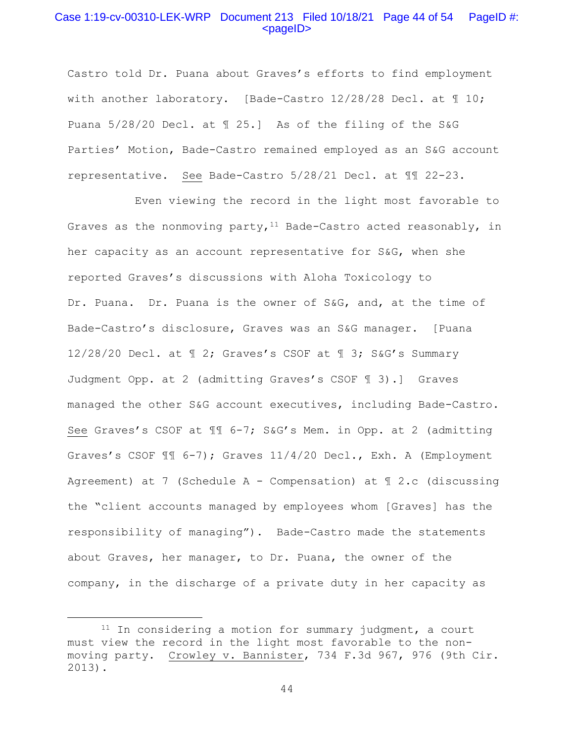Castro told Dr. Puana about Graves's efforts to find employment with another laboratory. [Bade-Castro 12/28/28 Decl. at ¶ 10; Puana 5/28/20 Decl. at ¶ 25.] As of the filing of the S&G Parties' Motion, Bade-Castro remained employed as an S&G account representative. See Bade-Castro 5/28/21 Decl. at ¶¶ 22-23.

Even viewing the record in the light most favorable to Graves as the nonmoving party,[11] Bade-Castro acted reasonably, in her capacity as an account representative for S&G, when she reported Graves's discussions with Aloha Toxicology to Dr. Puana. Dr. Puana is the owner of S&G, and, at the time of Bade-Castro's disclosure, Graves was an S&G manager. [Puana 12/28/20 Decl. at ¶ 2; Graves's CSOF at ¶ 3; S&G's Summary Judgment Opp. at 2 (admitting Graves's CSOF ¶ 3).] Graves managed the other S&G account executives, including Bade-Castro. See Graves's CSOF at ¶¶ 6-7; S&G's Mem. in Opp. at 2 (admitting Graves's CSOF ¶¶ 6-7); Graves 11/4/20 Decl., Exh. A (Employment Agreement) at 7 (Schedule A - Compensation) at ¶ 2.c (discussing the "client accounts managed by employees whom [Graves] has the responsibility of managing"). Bade-Castro made the statements about Graves, her manager, to Dr. Puana, the owner of the company, in the discharge of a private duty in her capacity as

---

[11] In considering a motion for summary judgment, a court must view the record in the light most favorable to the non-moving party. Crowley v. Bannister, 734 F.3d 967, 976 (9th Cir. 2013).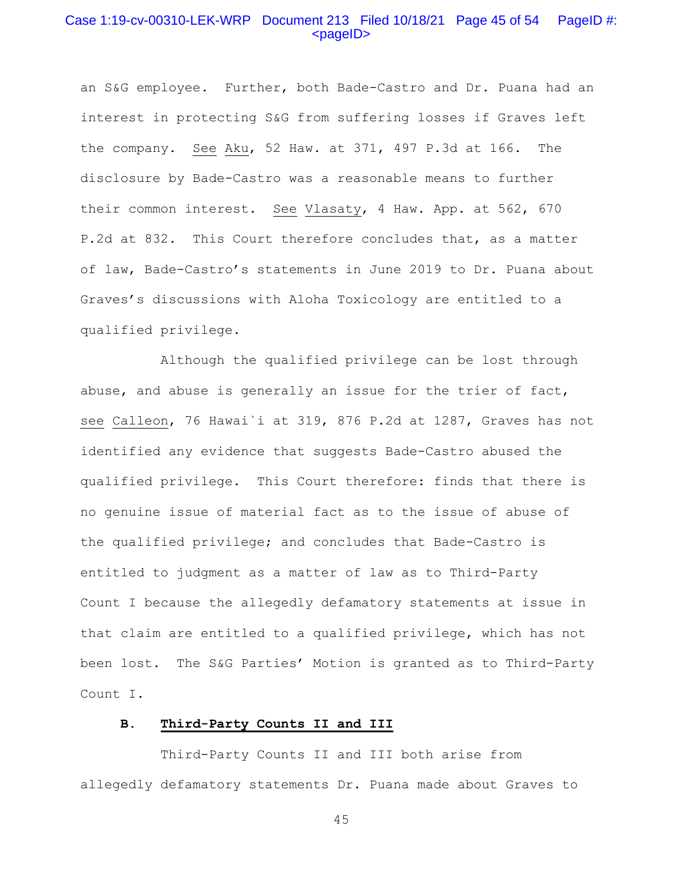an S&G employee. Further, both Bade-Castro and Dr. Puana had an interest in protecting S&G from suffering losses if Graves left the company. See Aku, 52 Haw. at 371, 497 P.3d at 166. The disclosure by Bade-Castro was a reasonable means to further their common interest. See Vlasaty, 4 Haw. App. at 562, 670 P.2d at 832. This Court therefore concludes that, as a matter of law, Bade-Castro's statements in June 2019 to Dr. Puana about Graves's discussions with Aloha Toxicology are entitled to a qualified privilege.

Although the qualified privilege can be lost through abuse, and abuse is generally an issue for the trier of fact, see Calleon, 76 Hawai`i at 319, 876 P.2d at 1287, Graves has not identified any evidence that suggests Bade-Castro abused the qualified privilege. This Court therefore: finds that there is no genuine issue of material fact as to the issue of abuse of the qualified privilege; and concludes that Bade-Castro is entitled to judgment as a matter of law as to Third-Party Count I because the allegedly defamatory statements at issue in that claim are entitled to a qualified privilege, which has not been lost. The S&G Parties' Motion is granted as to Third-Party Count I.

### B. Third-Party Counts II and III

Third-Party Counts II and III both arise from allegedly defamatory statements Dr. Puana made about Graves to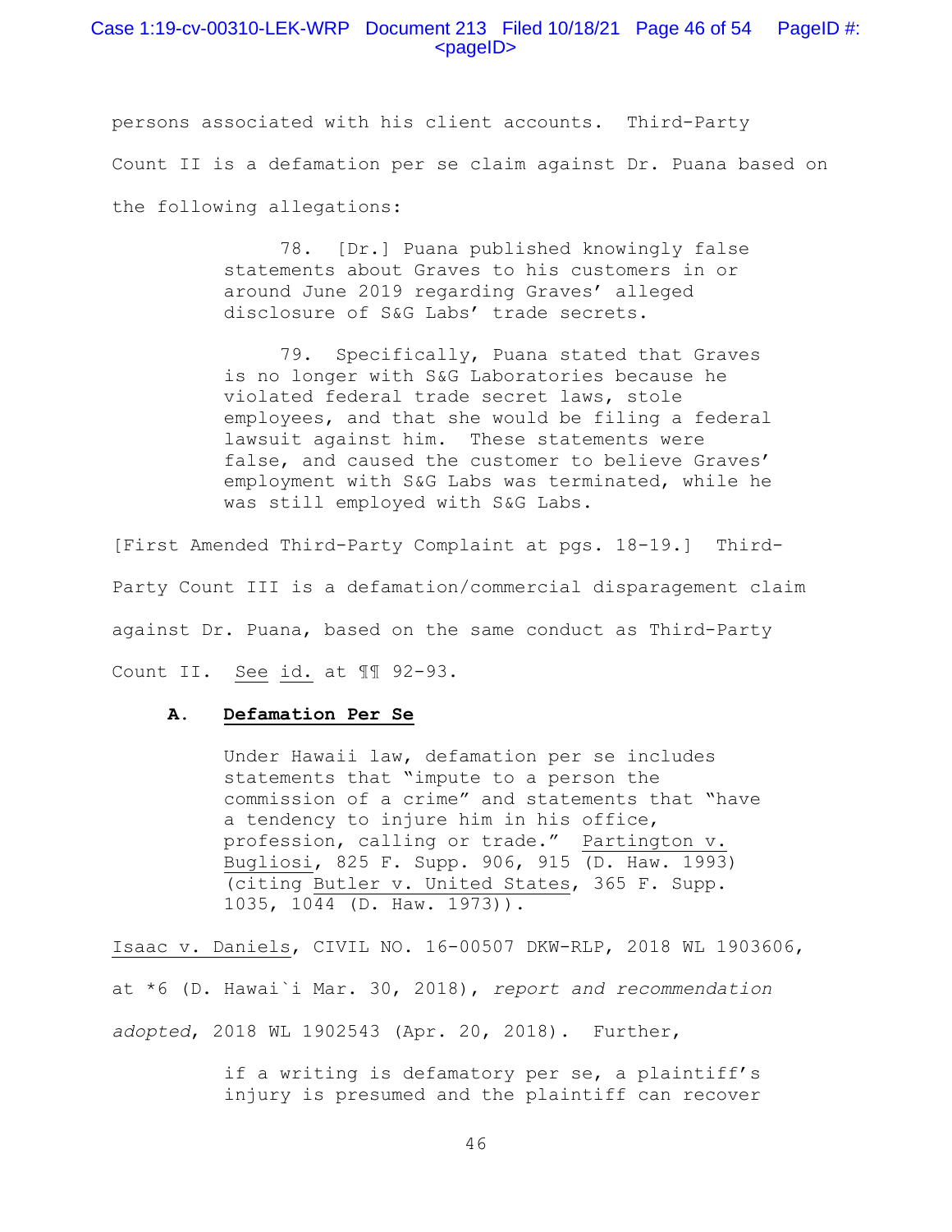persons associated with his client accounts. Third-Party Count II is a defamation per se claim against Dr. Puana based on the following allegations:

> 78. [Dr.] Puana published knowingly false statements about Graves to his customers in or around June 2019 regarding Graves' alleged disclosure of S&G Labs' trade secrets.
>
> 79. Specifically, Puana stated that Graves is no longer with S&G Laboratories because he violated federal trade secret laws, stole employees, and that she would be filing a federal lawsuit against him. These statements were false, and caused the customer to believe Graves' employment with S&G Labs was terminated, while he was still employed with S&G Labs.

[First Amended Third-Party Complaint at pgs. 18-19.] Third-Party Count III is a defamation/commercial disparagement claim against Dr. Puana, based on the same conduct as Third-Party Count II. See id. at ¶¶ 92-93.

### A. Defamation Per Se

> Under Hawaii law, defamation per se includes statements that "impute to a person the commission of a crime" and statements that "have a tendency to injure him in his office, profession, calling or trade." Partington v. Bugliosi, 825 F. Supp. 906, 915 (D. Haw. 1993) (citing Butler v. United States, 365 F. Supp. 1035, 1044 (D. Haw. 1973)).

Isaac v. Daniels, CIVIL NO. 16-00507 DKW-RLP, 2018 WL 1903606, at *6 (D. Hawai`i Mar. 30, 2018), *report and recommendation adopted*, 2018 WL 1902543 (Apr. 20, 2018). Further,

> if a writing is defamatory per se, a plaintiff's injury is presumed and the plaintiff can recover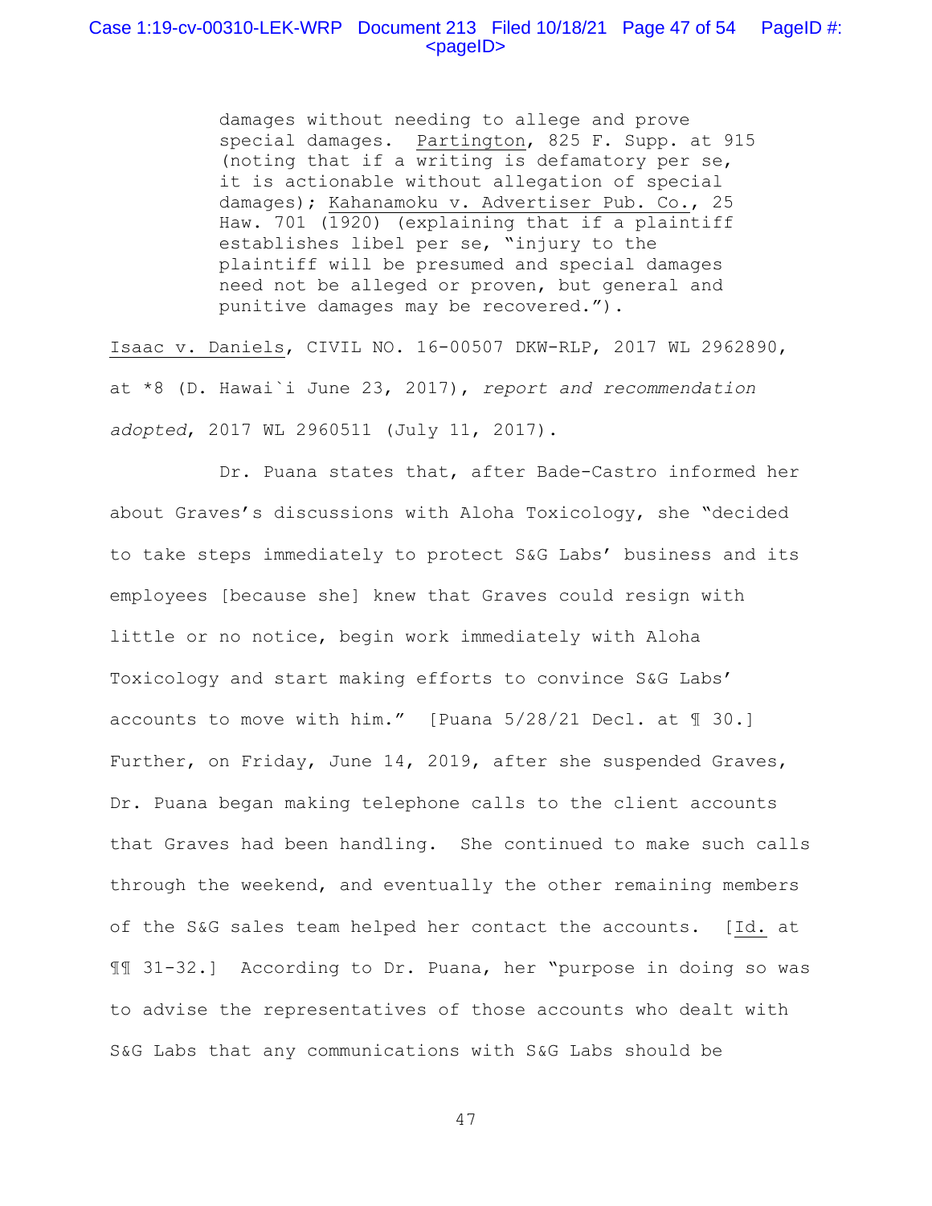> damages without needing to allege and prove special damages. Partington, 825 F. Supp. at 915 (noting that if a writing is defamatory per se, it is actionable without allegation of special damages); Kahanamoku v. Advertiser Pub. Co., 25 Haw. 701 (1920) (explaining that if a plaintiff establishes libel per se, "injury to the plaintiff will be presumed and special damages need not be alleged or proven, but general and punitive damages may be recovered.").

Isaac v. Daniels, CIVIL NO. 16-00507 DKW-RLP, 2017 WL 2962890, at *8 (D. Hawai`i June 23, 2017), *report and recommendation adopted*, 2017 WL 2960511 (July 11, 2017).

Dr. Puana states that, after Bade-Castro informed her about Graves's discussions with Aloha Toxicology, she "decided to take steps immediately to protect S&G Labs' business and its employees [because she] knew that Graves could resign with little or no notice, begin work immediately with Aloha Toxicology and start making efforts to convince S&G Labs' accounts to move with him." [Puana 5/28/21 Decl. at ¶ 30.] Further, on Friday, June 14, 2019, after she suspended Graves, Dr. Puana began making telephone calls to the client accounts that Graves had been handling. She continued to make such calls through the weekend, and eventually the other remaining members of the S&G sales team helped her contact the accounts. [Id. at ¶¶ 31-32.] According to Dr. Puana, her "purpose in doing so was to advise the representatives of those accounts who dealt with S&G Labs that any communications with S&G Labs should be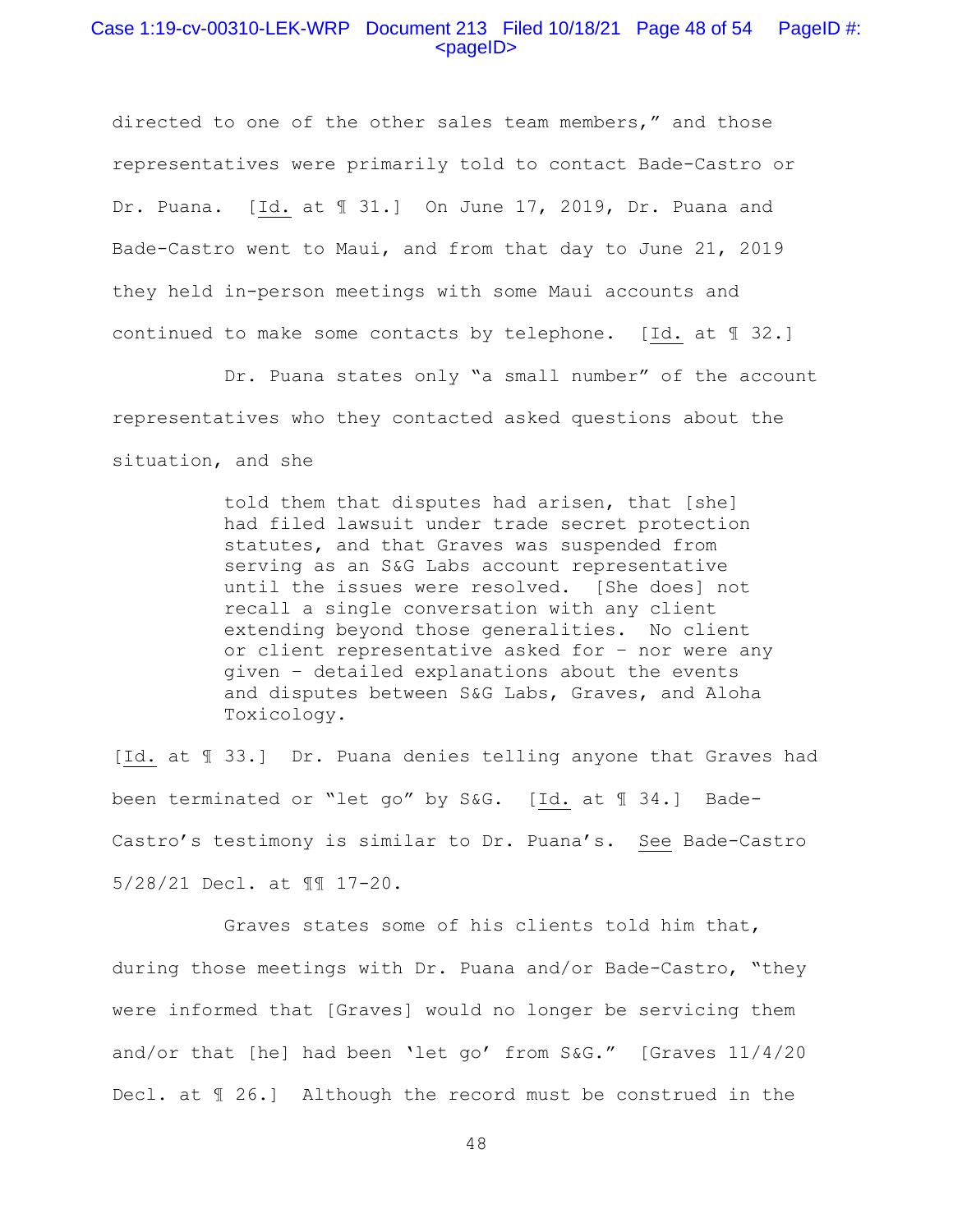directed to one of the other sales team members," and those representatives were primarily told to contact Bade-Castro or Dr. Puana. [Id. at ¶ 31.] On June 17, 2019, Dr. Puana and Bade-Castro went to Maui, and from that day to June 21, 2019 they held in-person meetings with some Maui accounts and continued to make some contacts by telephone. [Id. at ¶ 32.]

Dr. Puana states only "a small number" of the account representatives who they contacted asked questions about the situation, and she

> told them that disputes had arisen, that [she] had filed lawsuit under trade secret protection statutes, and that Graves was suspended from serving as an S&G Labs account representative until the issues were resolved. [She does] not recall a single conversation with any client extending beyond those generalities. No client or client representative asked for – nor were any given – detailed explanations about the events and disputes between S&G Labs, Graves, and Aloha Toxicology.

[Id. at ¶ 33.] Dr. Puana denies telling anyone that Graves had been terminated or "let go" by S&G. [Id. at ¶ 34.] Bade-Castro's testimony is similar to Dr. Puana's. See Bade-Castro 5/28/21 Decl. at ¶¶ 17-20.

Graves states some of his clients told him that, during those meetings with Dr. Puana and/or Bade-Castro, "they were informed that [Graves] would no longer be servicing them and/or that [he] had been 'let go' from S&G." [Graves 11/4/20 Decl. at ¶ 26.] Although the record must be construed in the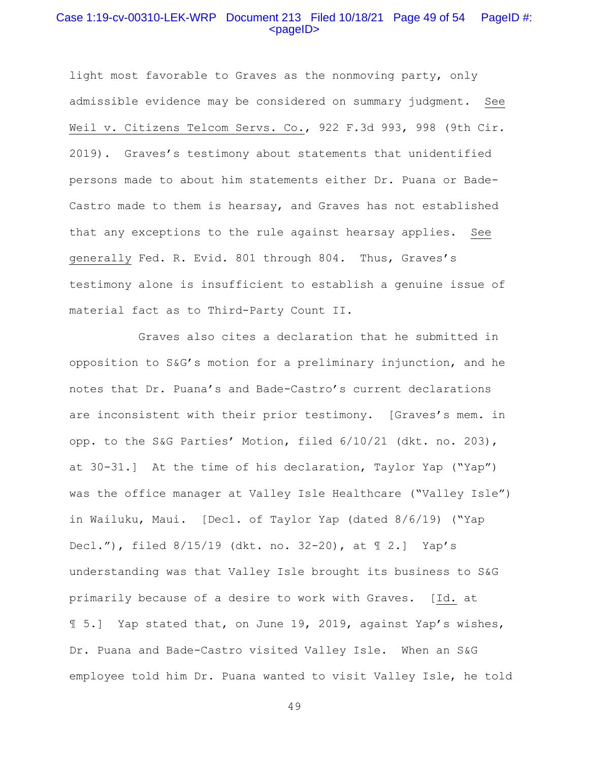light most favorable to Graves as the nonmoving party, only admissible evidence may be considered on summary judgment. See Weil v. Citizens Telcom Servs. Co., 922 F.3d 993, 998 (9th Cir. 2019). Graves's testimony about statements that unidentified persons made to about him statements either Dr. Puana or Bade-Castro made to them is hearsay, and Graves has not established that any exceptions to the rule against hearsay applies. See generally Fed. R. Evid. 801 through 804. Thus, Graves's testimony alone is insufficient to establish a genuine issue of material fact as to Third-Party Count II.

Graves also cites a declaration that he submitted in opposition to S&G's motion for a preliminary injunction, and he notes that Dr. Puana's and Bade-Castro's current declarations are inconsistent with their prior testimony. [Graves's mem. in opp. to the S&G Parties' Motion, filed 6/10/21 (dkt. no. 203), at 30-31.] At the time of his declaration, Taylor Yap ("Yap") was the office manager at Valley Isle Healthcare ("Valley Isle") in Wailuku, Maui. [Decl. of Taylor Yap (dated 8/6/19) ("Yap Decl."), filed 8/15/19 (dkt. no. 32-20), at ¶ 2.] Yap's understanding was that Valley Isle brought its business to S&G primarily because of a desire to work with Graves. [Id. at ¶ 5.] Yap stated that, on June 19, 2019, against Yap's wishes, Dr. Puana and Bade-Castro visited Valley Isle. When an S&G employee told him Dr. Puana wanted to visit Valley Isle, he told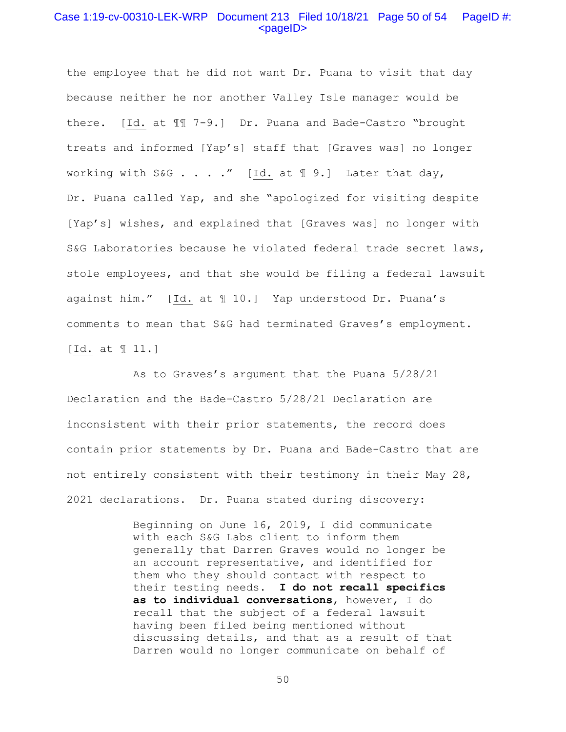the employee that he did not want Dr. Puana to visit that day because neither he nor another Valley Isle manager would be there. [Id. at ¶¶ 7-9.] Dr. Puana and Bade-Castro "brought treats and informed [Yap's] staff that [Graves was] no longer working with S&G . . . ." [Id. at ¶ 9.] Later that day, Dr. Puana called Yap, and she "apologized for visiting despite [Yap's] wishes, and explained that [Graves was] no longer with S&G Laboratories because he violated federal trade secret laws, stole employees, and that she would be filing a federal lawsuit against him." [Id. at ¶ 10.] Yap understood Dr. Puana's comments to mean that S&G had terminated Graves's employment. [Id. at ¶ 11.]

As to Graves's argument that the Puana 5/28/21 Declaration and the Bade-Castro 5/28/21 Declaration are inconsistent with their prior statements, the record does contain prior statements by Dr. Puana and Bade-Castro that are not entirely consistent with their testimony in their May 28, 2021 declarations. Dr. Puana stated during discovery:

> Beginning on June 16, 2019, I did communicate with each S&G Labs client to inform them generally that Darren Graves would no longer be an account representative, and identified for them who they should contact with respect to their testing needs. **I do not recall specifics as to individual conversations**, however, I do recall that the subject of a federal lawsuit having been filed being mentioned without discussing details, and that as a result of that Darren would no longer communicate on behalf of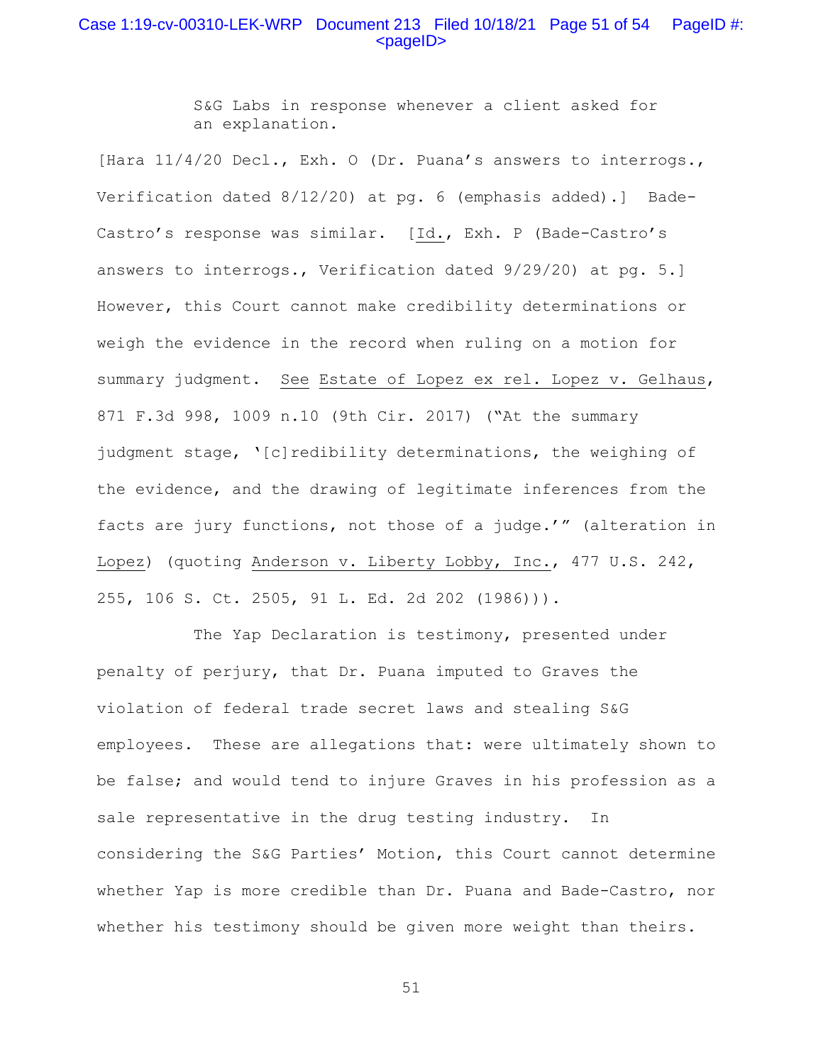S&G Labs in response whenever a client asked for an explanation.

[Hara 11/4/20 Decl., Exh. O (Dr. Puana's answers to interrogs., Verification dated 8/12/20) at pg. 6 (emphasis added).] Bade-Castro's response was similar. [Id., Exh. P (Bade-Castro's answers to interrogs., Verification dated 9/29/20) at pg. 5.] However, this Court cannot make credibility determinations or weigh the evidence in the record when ruling on a motion for summary judgment. See Estate of Lopez ex rel. Lopez v. Gelhaus, 871 F.3d 998, 1009 n.10 (9th Cir. 2017) ("At the summary judgment stage, '[c]redibility determinations, the weighing of the evidence, and the drawing of legitimate inferences from the facts are jury functions, not those of a judge.'" (alteration in Lopez) (quoting Anderson v. Liberty Lobby, Inc., 477 U.S. 242, 255, 106 S. Ct. 2505, 91 L. Ed. 2d 202 (1986))).

The Yap Declaration is testimony, presented under penalty of perjury, that Dr. Puana imputed to Graves the violation of federal trade secret laws and stealing S&G employees. These are allegations that: were ultimately shown to be false; and would tend to injure Graves in his profession as a sale representative in the drug testing industry. In considering the S&G Parties' Motion, this Court cannot determine whether Yap is more credible than Dr. Puana and Bade-Castro, nor whether his testimony should be given more weight than theirs.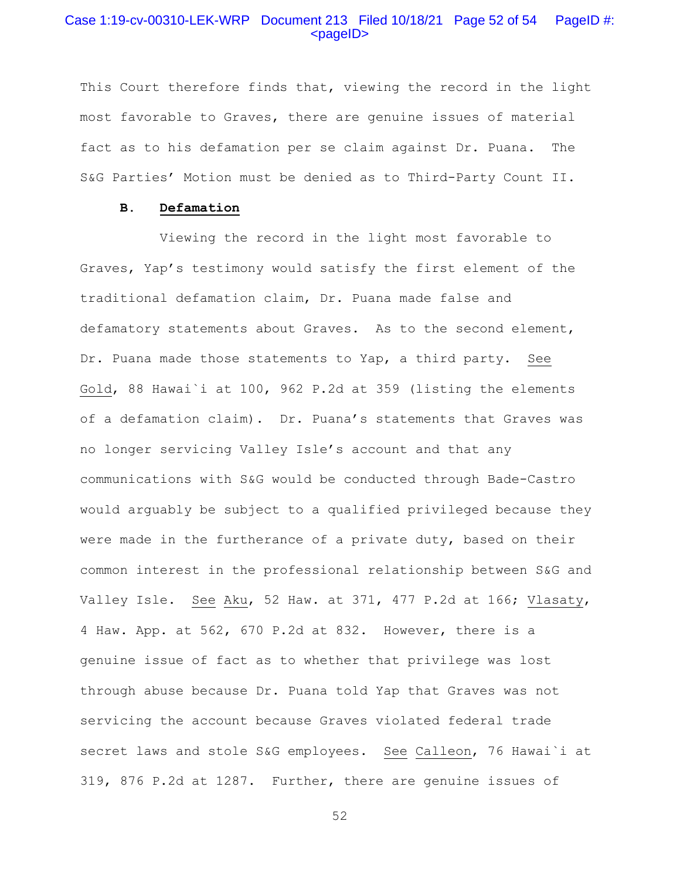This Court therefore finds that, viewing the record in the light most favorable to Graves, there are genuine issues of material fact as to his defamation per se claim against Dr. Puana. The S&G Parties' Motion must be denied as to Third-Party Count II.

## B. Defamation

Viewing the record in the light most favorable to Graves, Yap's testimony would satisfy the first element of the traditional defamation claim, Dr. Puana made false and defamatory statements about Graves. As to the second element, Dr. Puana made those statements to Yap, a third party. See Gold, 88 Hawai`i at 100, 962 P.2d at 359 (listing the elements of a defamation claim). Dr. Puana's statements that Graves was no longer servicing Valley Isle's account and that any communications with S&G would be conducted through Bade-Castro would arguably be subject to a qualified privileged because they were made in the furtherance of a private duty, based on their common interest in the professional relationship between S&G and Valley Isle. See Aku, 52 Haw. at 371, 477 P.2d at 166; Vlasaty, 4 Haw. App. at 562, 670 P.2d at 832. However, there is a genuine issue of fact as to whether that privilege was lost through abuse because Dr. Puana told Yap that Graves was not servicing the account because Graves violated federal trade secret laws and stole S&G employees. See Calleon, 76 Hawai`i at 319, 876 P.2d at 1287. Further, there are genuine issues of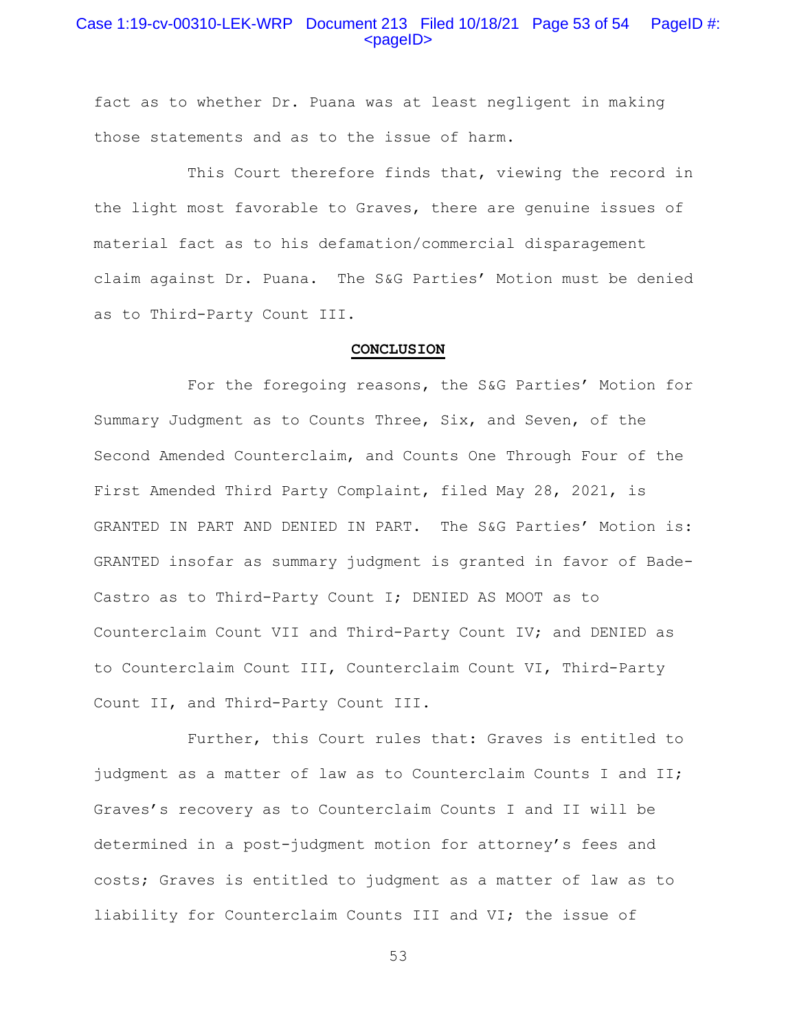fact as to whether Dr. Puana was at least negligent in making those statements and as to the issue of harm.

This Court therefore finds that, viewing the record in the light most favorable to Graves, there are genuine issues of material fact as to his defamation/commercial disparagement claim against Dr. Puana. The S&G Parties' Motion must be denied as to Third-Party Count III.

## CONCLUSION

For the foregoing reasons, the S&G Parties' Motion for Summary Judgment as to Counts Three, Six, and Seven, of the Second Amended Counterclaim, and Counts One Through Four of the First Amended Third Party Complaint, filed May 28, 2021, is GRANTED IN PART AND DENIED IN PART. The S&G Parties' Motion is: GRANTED insofar as summary judgment is granted in favor of Bade-Castro as to Third-Party Count I; DENIED AS MOOT as to Counterclaim Count VII and Third-Party Count IV; and DENIED as to Counterclaim Count III, Counterclaim Count VI, Third-Party Count II, and Third-Party Count III.

Further, this Court rules that: Graves is entitled to judgment as a matter of law as to Counterclaim Counts I and II; Graves's recovery as to Counterclaim Counts I and II will be determined in a post-judgment motion for attorney's fees and costs; Graves is entitled to judgment as a matter of law as to liability for Counterclaim Counts III and VI; the issue of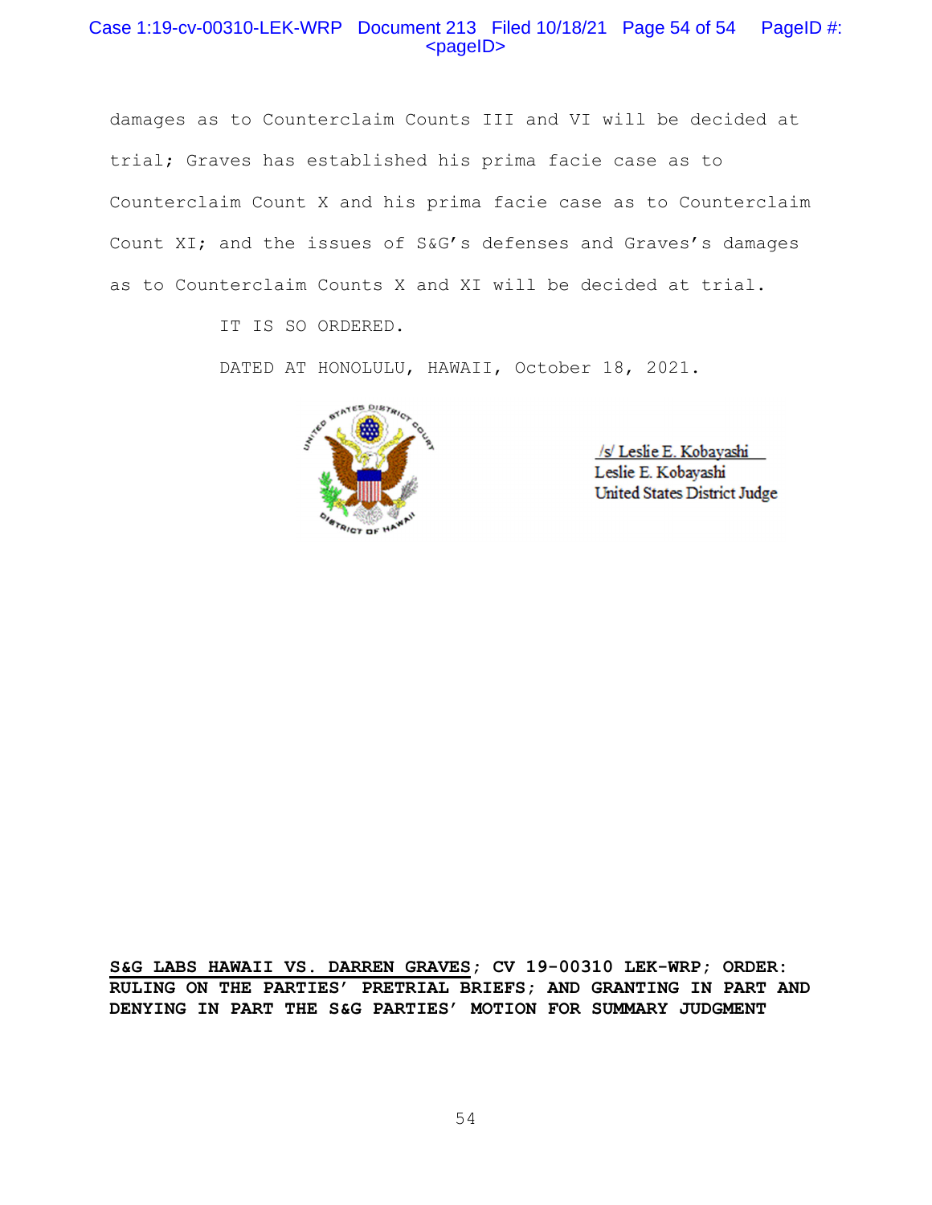damages as to Counterclaim Counts III and VI will be decided at trial; Graves has established his prima facie case as to Counterclaim Count X and his prima facie case as to Counterclaim Count XI; and the issues of S&G's defenses and Graves's damages as to Counterclaim Counts X and XI will be decided at trial.

IT IS SO ORDERED.

DATED AT HONOLULU, HAWAII, October 18, 2021.

/s/ Leslie E. Kobayashi
Leslie E. Kobayashi
United States District Judge

**S&G LABS HAWAII VS. DARREN GRAVES; CV 19-00310 LEK-WRP; ORDER: RULING ON THE PARTIES' PRETRIAL BRIEFS; AND GRANTING IN PART AND DENYING IN PART THE S&G PARTIES' MOTION FOR SUMMARY JUDGMENT**